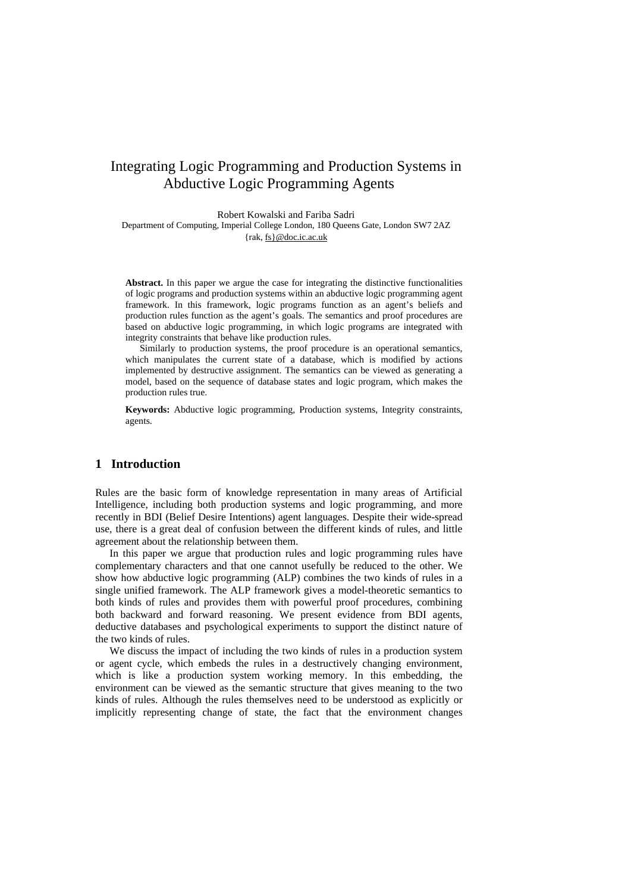# Integrating Logic Programming and Production Systems in Abductive Logic Programming Agents

Robert Kowalski and Fariba Sadri
Department of Computing, Imperial College London, 180 Queens Gate, London SW7 2AZ
{rak, fs}@doc.ic.ac.uk

**Abstract.** In this paper we argue the case for integrating the distinctive functionalities of logic programs and production systems within an abductive logic programming agent framework. In this framework, logic programs function as an agent's beliefs and production rules function as the agent's goals. The semantics and proof procedures are based on abductive logic programming, in which logic programs are integrated with integrity constraints that behave like production rules.

Similarly to production systems, the proof procedure is an operational semantics, which manipulates the current state of a database, which is modified by actions implemented by destructive assignment. The semantics can be viewed as generating a model, based on the sequence of database states and logic program, which makes the production rules true.

**Keywords:** Abductive logic programming, Production systems, Integrity constraints, agents.

## 1 Introduction

Rules are the basic form of knowledge representation in many areas of Artificial Intelligence, including both production systems and logic programming, and more recently in BDI (Belief Desire Intentions) agent languages. Despite their wide-spread use, there is a great deal of confusion between the different kinds of rules, and little agreement about the relationship between them.

In this paper we argue that production rules and logic programming rules have complementary characters and that one cannot usefully be reduced to the other. We show how abductive logic programming (ALP) combines the two kinds of rules in a single unified framework. The ALP framework gives a model-theoretic semantics to both kinds of rules and provides them with powerful proof procedures, combining both backward and forward reasoning. We present evidence from BDI agents, deductive databases and psychological experiments to support the distinct nature of the two kinds of rules.

We discuss the impact of including the two kinds of rules in a production system or agent cycle, which embeds the rules in a destructively changing environment, which is like a production system working memory. In this embedding, the environment can be viewed as the semantic structure that gives meaning to the two kinds of rules. Although the rules themselves need to be understood as explicitly or implicitly representing change of state, the fact that the environment changes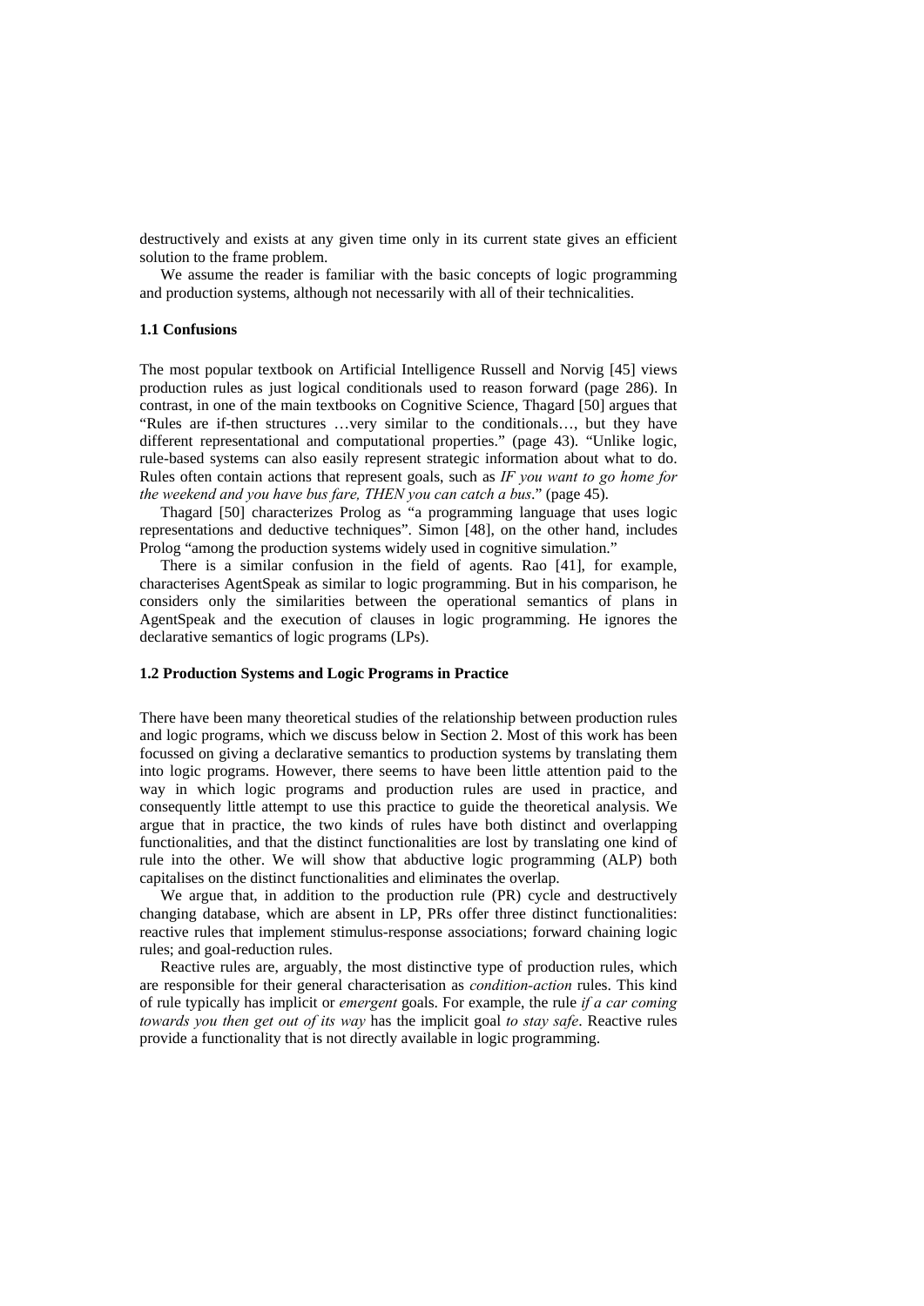destructively and exists at any given time only in its current state gives an efficient solution to the frame problem.

We assume the reader is familiar with the basic concepts of logic programming and production systems, although not necessarily with all of their technicalities.

### 1.1 Confusions

The most popular textbook on Artificial Intelligence Russell and Norvig [45] views production rules as just logical conditionals used to reason forward (page 286). In contrast, in one of the main textbooks on Cognitive Science, Thagard [50] argues that "Rules are if-then structures …very similar to the conditionals…, but they have different representational and computational properties." (page 43). "Unlike logic, rule-based systems can also easily represent strategic information about what to do. Rules often contain actions that represent goals, such as *IF you want to go home for the weekend and you have bus fare, THEN you can catch a bus*." (page 45).

Thagard [50] characterizes Prolog as "a programming language that uses logic representations and deductive techniques". Simon [48], on the other hand, includes Prolog "among the production systems widely used in cognitive simulation."

There is a similar confusion in the field of agents. Rao [41], for example, characterises AgentSpeak as similar to logic programming. But in his comparison, he considers only the similarities between the operational semantics of plans in AgentSpeak and the execution of clauses in logic programming. He ignores the declarative semantics of logic programs (LPs).

### 1.2 Production Systems and Logic Programs in Practice

There have been many theoretical studies of the relationship between production rules and logic programs, which we discuss below in Section 2. Most of this work has been focussed on giving a declarative semantics to production systems by translating them into logic programs. However, there seems to have been little attention paid to the way in which logic programs and production rules are used in practice, and consequently little attempt to use this practice to guide the theoretical analysis. We argue that in practice, the two kinds of rules have both distinct and overlapping functionalities, and that the distinct functionalities are lost by translating one kind of rule into the other. We will show that abductive logic programming (ALP) both capitalises on the distinct functionalities and eliminates the overlap.

We argue that, in addition to the production rule (PR) cycle and destructively changing database, which are absent in LP, PRs offer three distinct functionalities: reactive rules that implement stimulus-response associations; forward chaining logic rules; and goal-reduction rules.

Reactive rules are, arguably, the most distinctive type of production rules, which are responsible for their general characterisation as *condition-action* rules. This kind of rule typically has implicit or *emergent* goals. For example, the rule *if a car coming towards you then get out of its way* has the implicit goal *to stay safe*. Reactive rules provide a functionality that is not directly available in logic programming.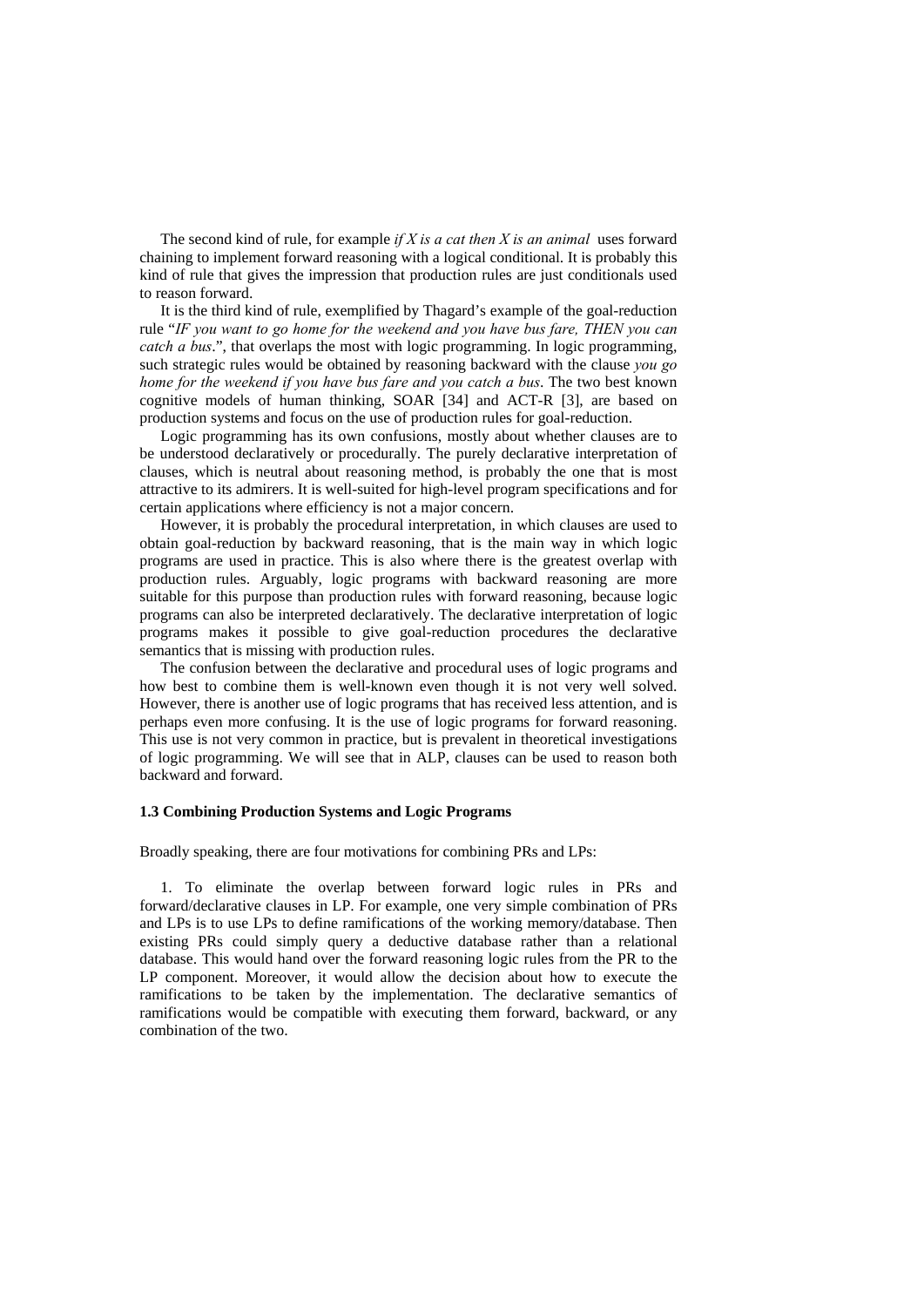The second kind of rule, for example *if X is a cat then X is an animal* uses forward chaining to implement forward reasoning with a logical conditional. It is probably this kind of rule that gives the impression that production rules are just conditionals used to reason forward.

It is the third kind of rule, exemplified by Thagard's example of the goal-reduction rule "*IF you want to go home for the weekend and you have bus fare, THEN you can catch a bus*.", that overlaps the most with logic programming. In logic programming, such strategic rules would be obtained by reasoning backward with the clause *you go home for the weekend if you have bus fare and you catch a bus*. The two best known cognitive models of human thinking, SOAR [34] and ACT-R [3], are based on production systems and focus on the use of production rules for goal-reduction.

Logic programming has its own confusions, mostly about whether clauses are to be understood declaratively or procedurally. The purely declarative interpretation of clauses, which is neutral about reasoning method, is probably the one that is most attractive to its admirers. It is well-suited for high-level program specifications and for certain applications where efficiency is not a major concern.

However, it is probably the procedural interpretation, in which clauses are used to obtain goal-reduction by backward reasoning, that is the main way in which logic programs are used in practice. This is also where there is the greatest overlap with production rules. Arguably, logic programs with backward reasoning are more suitable for this purpose than production rules with forward reasoning, because logic programs can also be interpreted declaratively. The declarative interpretation of logic programs makes it possible to give goal-reduction procedures the declarative semantics that is missing with production rules.

The confusion between the declarative and procedural uses of logic programs and how best to combine them is well-known even though it is not very well solved. However, there is another use of logic programs that has received less attention, and is perhaps even more confusing. It is the use of logic programs for forward reasoning. This use is not very common in practice, but is prevalent in theoretical investigations of logic programming. We will see that in ALP, clauses can be used to reason both backward and forward.

### 1.3 Combining Production Systems and Logic Programs

Broadly speaking, there are four motivations for combining PRs and LPs:

1. To eliminate the overlap between forward logic rules in PRs and forward/declarative clauses in LP. For example, one very simple combination of PRs and LPs is to use LPs to define ramifications of the working memory/database. Then existing PRs could simply query a deductive database rather than a relational database. This would hand over the forward reasoning logic rules from the PR to the LP component. Moreover, it would allow the decision about how to execute the ramifications to be taken by the implementation. The declarative semantics of ramifications would be compatible with executing them forward, backward, or any combination of the two.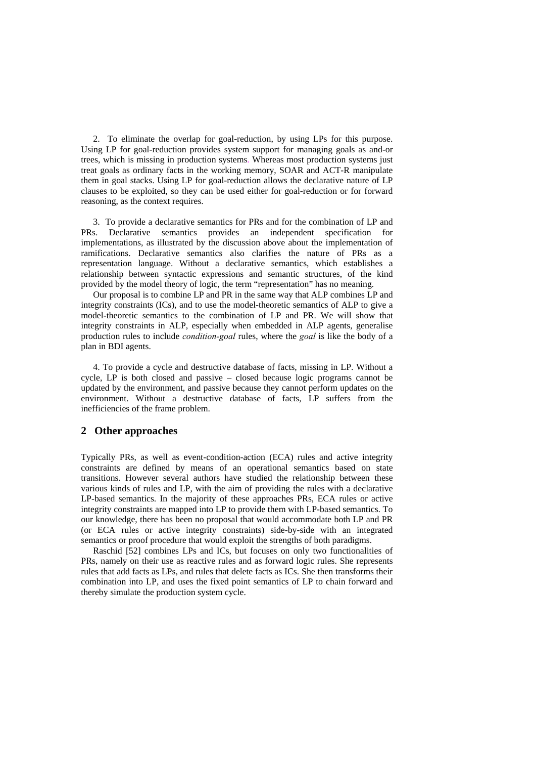2. To eliminate the overlap for goal-reduction, by using LPs for this purpose. Using LP for goal-reduction provides system support for managing goals as and-or trees, which is missing in production systems. Whereas most production systems just treat goals as ordinary facts in the working memory, SOAR and ACT-R manipulate them in goal stacks. Using LP for goal-reduction allows the declarative nature of LP clauses to be exploited, so they can be used either for goal-reduction or for forward reasoning, as the context requires.

3. To provide a declarative semantics for PRs and for the combination of LP and PRs. Declarative semantics provides an independent specification for implementations, as illustrated by the discussion above about the implementation of ramifications. Declarative semantics also clarifies the nature of PRs as a representation language. Without a declarative semantics, which establishes a relationship between syntactic expressions and semantic structures, of the kind provided by the model theory of logic, the term "representation" has no meaning.

Our proposal is to combine LP and PR in the same way that ALP combines LP and integrity constraints (ICs), and to use the model-theoretic semantics of ALP to give a model-theoretic semantics to the combination of LP and PR. We will show that integrity constraints in ALP, especially when embedded in ALP agents, generalise production rules to include *condition-goal* rules, where the *goal* is like the body of a plan in BDI agents.

4. To provide a cycle and destructive database of facts, missing in LP. Without a cycle, LP is both closed and passive – closed because logic programs cannot be updated by the environment, and passive because they cannot perform updates on the environment. Without a destructive database of facts, LP suffers from the inefficiencies of the frame problem.

## 2 Other approaches

Typically PRs, as well as event-condition-action (ECA) rules and active integrity constraints are defined by means of an operational semantics based on state transitions. However several authors have studied the relationship between these various kinds of rules and LP, with the aim of providing the rules with a declarative LP-based semantics. In the majority of these approaches PRs, ECA rules or active integrity constraints are mapped into LP to provide them with LP-based semantics. To our knowledge, there has been no proposal that would accommodate both LP and PR (or ECA rules or active integrity constraints) side-by-side with an integrated semantics or proof procedure that would exploit the strengths of both paradigms.

Raschid [52] combines LPs and ICs, but focuses on only two functionalities of PRs, namely on their use as reactive rules and as forward logic rules. She represents rules that add facts as LPs, and rules that delete facts as ICs. She then transforms their combination into LP, and uses the fixed point semantics of LP to chain forward and thereby simulate the production system cycle.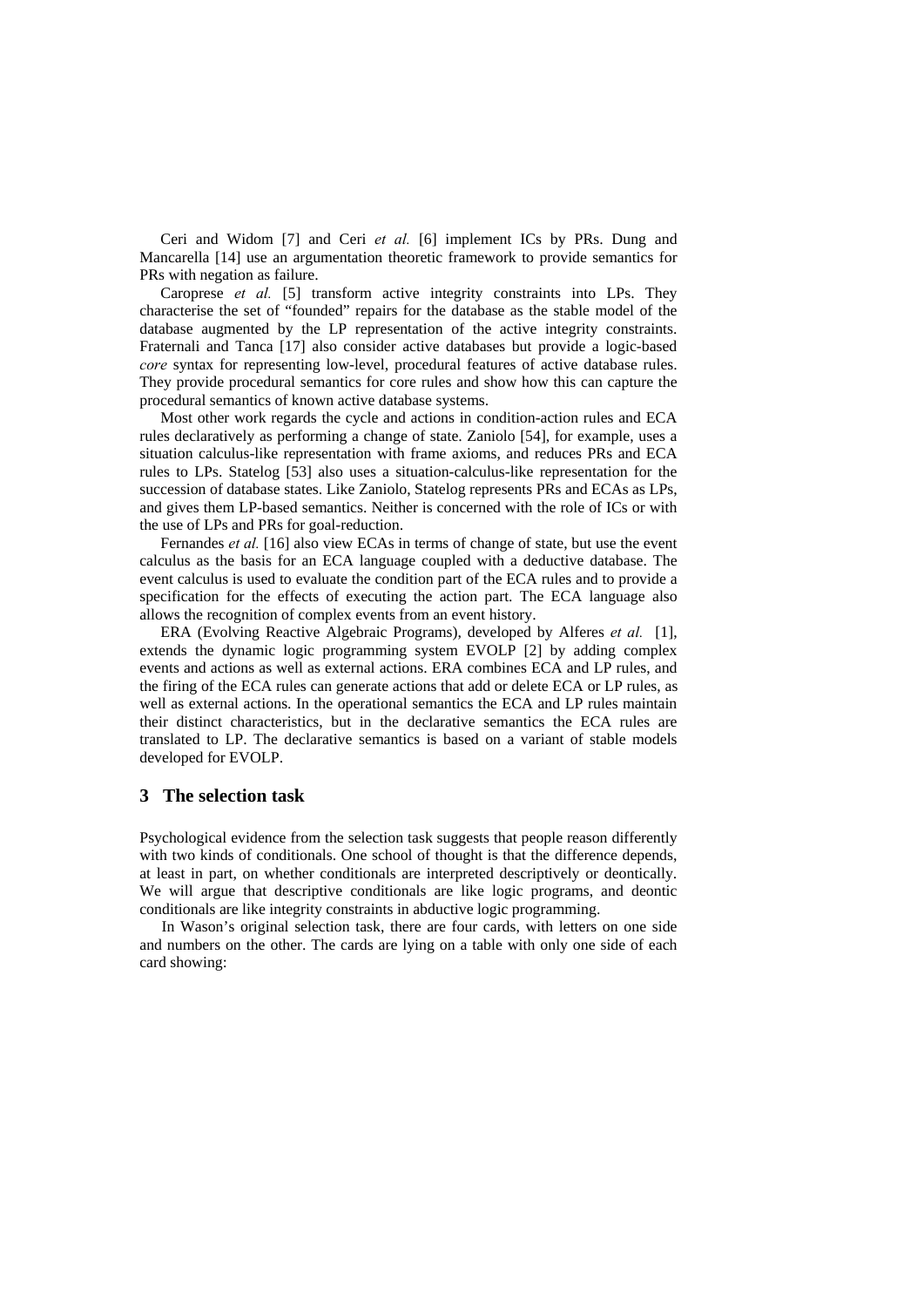Ceri and Widom [7] and Ceri *et al.* [6] implement ICs by PRs. Dung and Mancarella [14] use an argumentation theoretic framework to provide semantics for PRs with negation as failure.

Caroprese *et al.* [5] transform active integrity constraints into LPs. They characterise the set of "founded" repairs for the database as the stable model of the database augmented by the LP representation of the active integrity constraints. Fraternali and Tanca [17] also consider active databases but provide a logic-based *core* syntax for representing low-level, procedural features of active database rules. They provide procedural semantics for core rules and show how this can capture the procedural semantics of known active database systems.

Most other work regards the cycle and actions in condition-action rules and ECA rules declaratively as performing a change of state. Zaniolo [54], for example, uses a situation calculus-like representation with frame axioms, and reduces PRs and ECA rules to LPs. Statelog [53] also uses a situation-calculus-like representation for the succession of database states. Like Zaniolo, Statelog represents PRs and ECAs as LPs, and gives them LP-based semantics. Neither is concerned with the role of ICs or with the use of LPs and PRs for goal-reduction.

Fernandes *et al.* [16] also view ECAs in terms of change of state, but use the event calculus as the basis for an ECA language coupled with a deductive database. The event calculus is used to evaluate the condition part of the ECA rules and to provide a specification for the effects of executing the action part. The ECA language also allows the recognition of complex events from an event history.

ERA (Evolving Reactive Algebraic Programs), developed by Alferes *et al.* [1], extends the dynamic logic programming system EVOLP [2] by adding complex events and actions as well as external actions. ERA combines ECA and LP rules, and the firing of the ECA rules can generate actions that add or delete ECA or LP rules, as well as external actions. In the operational semantics the ECA and LP rules maintain their distinct characteristics, but in the declarative semantics the ECA rules are translated to LP. The declarative semantics is based on a variant of stable models developed for EVOLP.

## 3 The selection task

Psychological evidence from the selection task suggests that people reason differently with two kinds of conditionals. One school of thought is that the difference depends, at least in part, on whether conditionals are interpreted descriptively or deontically. We will argue that descriptive conditionals are like logic programs, and deontic conditionals are like integrity constraints in abductive logic programming.

In Wason's original selection task, there are four cards, with letters on one side and numbers on the other. The cards are lying on a table with only one side of each card showing: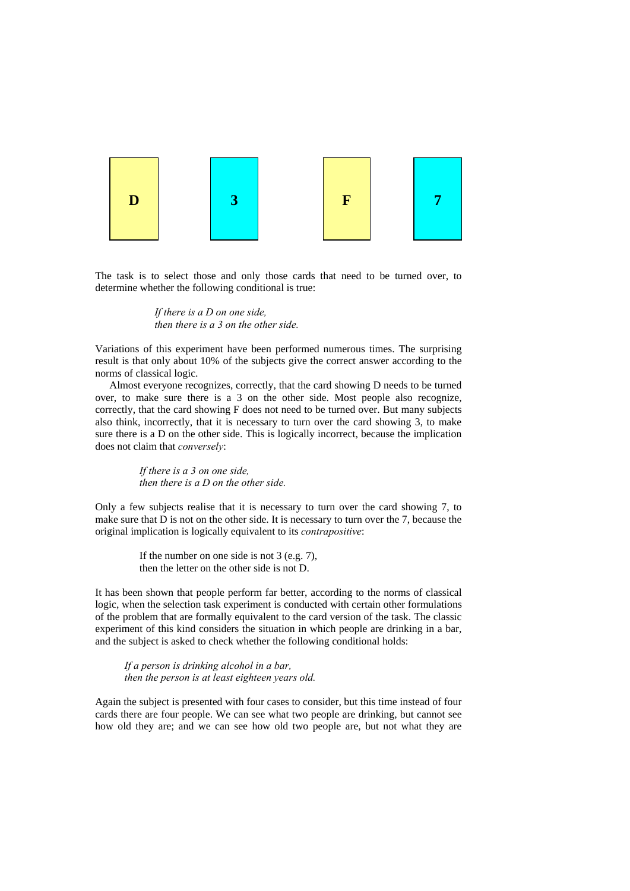| D | 3 | F | 7 |
|---|---|---|---|

The task is to select those and only those cards that need to be turned over, to determine whether the following conditional is true:

> *If there is a D on one side,*
> *then there is a 3 on the other side.*

Variations of this experiment have been performed numerous times. The surprising result is that only about 10% of the subjects give the correct answer according to the norms of classical logic.

Almost everyone recognizes, correctly, that the card showing D needs to be turned over, to make sure there is a 3 on the other side. Most people also recognize, correctly, that the card showing F does not need to be turned over. But many subjects also think, incorrectly, that it is necessary to turn over the card showing 3, to make sure there is a D on the other side. This is logically incorrect, because the implication does not claim that *conversely*:

> *If there is a 3 on one side,*
> *then there is a D on the other side.*

Only a few subjects realise that it is necessary to turn over the card showing 7, to make sure that D is not on the other side. It is necessary to turn over the 7, because the original implication is logically equivalent to its *contrapositive*:

> If the number on one side is not 3 (e.g. 7),
> then the letter on the other side is not D.

It has been shown that people perform far better, according to the norms of classical logic, when the selection task experiment is conducted with certain other formulations of the problem that are formally equivalent to the card version of the task. The classic experiment of this kind considers the situation in which people are drinking in a bar, and the subject is asked to check whether the following conditional holds:

> *If a person is drinking alcohol in a bar,*
> *then the person is at least eighteen years old.*

Again the subject is presented with four cases to consider, but this time instead of four cards there are four people. We can see what two people are drinking, but cannot see how old they are; and we can see how old two people are, but not what they are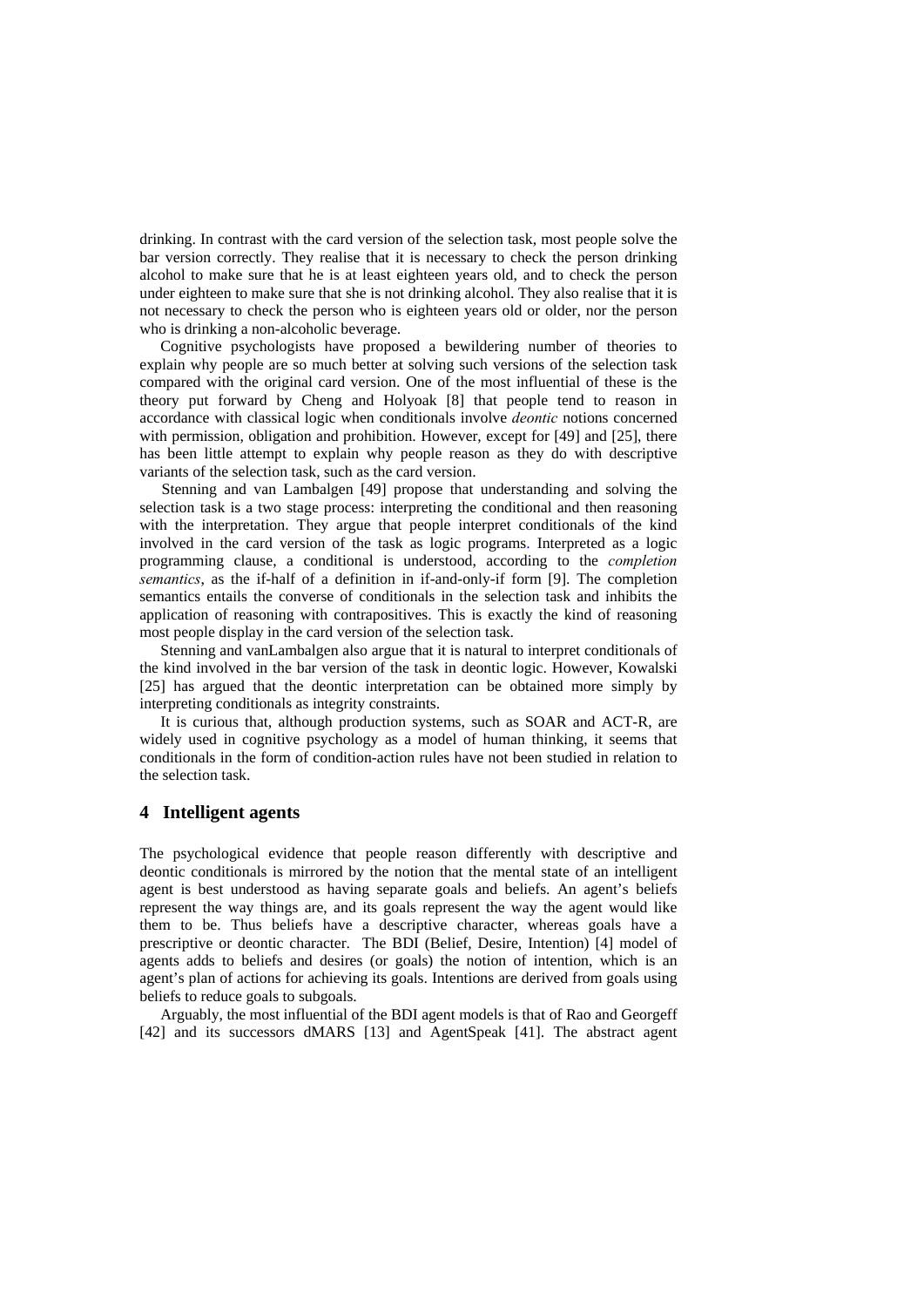drinking. In contrast with the card version of the selection task, most people solve the bar version correctly. They realise that it is necessary to check the person drinking alcohol to make sure that he is at least eighteen years old, and to check the person under eighteen to make sure that she is not drinking alcohol. They also realise that it is not necessary to check the person who is eighteen years old or older, nor the person who is drinking a non-alcoholic beverage.

Cognitive psychologists have proposed a bewildering number of theories to explain why people are so much better at solving such versions of the selection task compared with the original card version. One of the most influential of these is the theory put forward by Cheng and Holyoak [8] that people tend to reason in accordance with classical logic when conditionals involve *deontic* notions concerned with permission, obligation and prohibition. However, except for [49] and [25], there has been little attempt to explain why people reason as they do with descriptive variants of the selection task, such as the card version.

Stenning and van Lambalgen [49] propose that understanding and solving the selection task is a two stage process: interpreting the conditional and then reasoning with the interpretation. They argue that people interpret conditionals of the kind involved in the card version of the task as logic programs. Interpreted as a logic programming clause, a conditional is understood, according to the *completion semantics*, as the if-half of a definition in if-and-only-if form [9]. The completion semantics entails the converse of conditionals in the selection task and inhibits the application of reasoning with contrapositives. This is exactly the kind of reasoning most people display in the card version of the selection task.

Stenning and vanLambalgen also argue that it is natural to interpret conditionals of the kind involved in the bar version of the task in deontic logic. However, Kowalski [25] has argued that the deontic interpretation can be obtained more simply by interpreting conditionals as integrity constraints.

It is curious that, although production systems, such as SOAR and ACT-R, are widely used in cognitive psychology as a model of human thinking, it seems that conditionals in the form of condition-action rules have not been studied in relation to the selection task.

## 4 Intelligent agents

The psychological evidence that people reason differently with descriptive and deontic conditionals is mirrored by the notion that the mental state of an intelligent agent is best understood as having separate goals and beliefs. An agent's beliefs represent the way things are, and its goals represent the way the agent would like them to be. Thus beliefs have a descriptive character, whereas goals have a prescriptive or deontic character. The BDI (Belief, Desire, Intention) [4] model of agents adds to beliefs and desires (or goals) the notion of intention, which is an agent's plan of actions for achieving its goals. Intentions are derived from goals using beliefs to reduce goals to subgoals.

Arguably, the most influential of the BDI agent models is that of Rao and Georgeff [42] and its successors dMARS [13] and AgentSpeak [41]. The abstract agent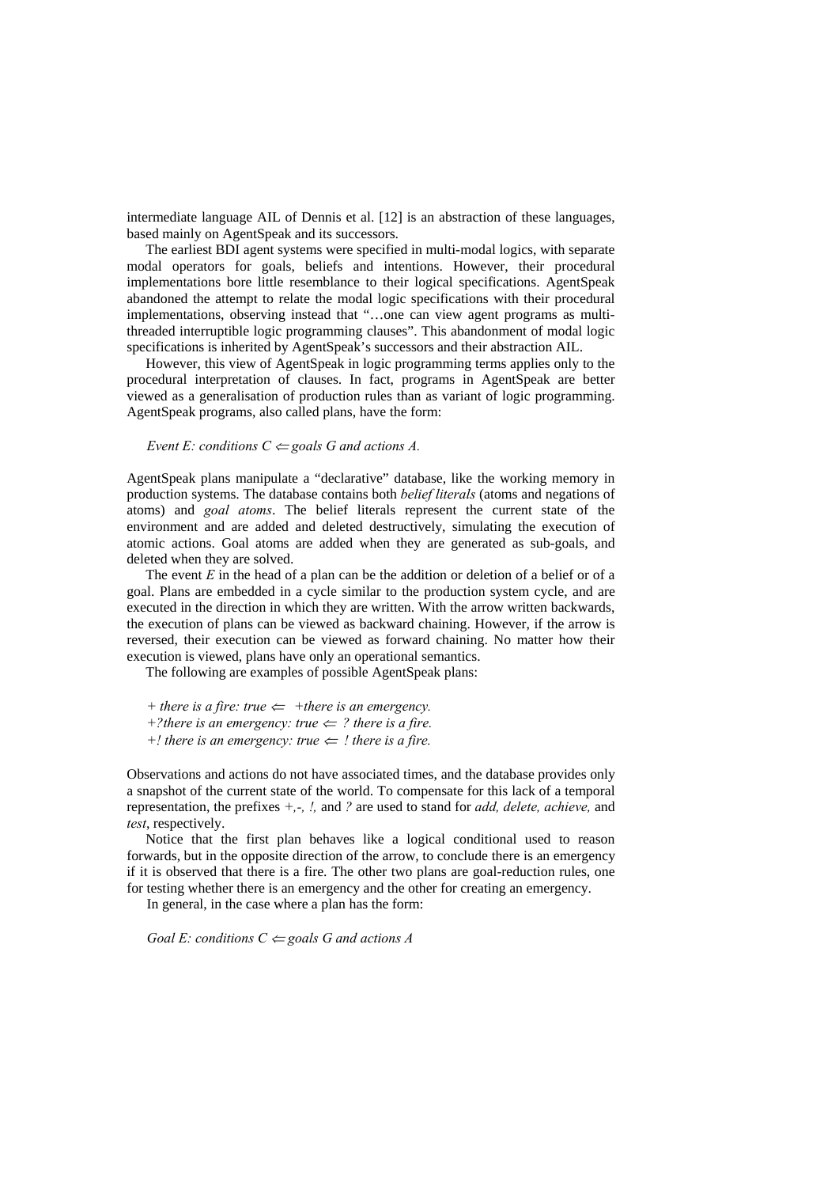intermediate language AIL of Dennis et al. [12] is an abstraction of these languages, based mainly on AgentSpeak and its successors.

The earliest BDI agent systems were specified in multi-modal logics, with separate modal operators for goals, beliefs and intentions. However, their procedural implementations bore little resemblance to their logical specifications. AgentSpeak abandoned the attempt to relate the modal logic specifications with their procedural implementations, observing instead that "…one can view agent programs as multi-threaded interruptible logic programming clauses". This abandonment of modal logic specifications is inherited by AgentSpeak's successors and their abstraction AIL.

However, this view of AgentSpeak in logic programming terms applies only to the procedural interpretation of clauses. In fact, programs in AgentSpeak are better viewed as a generalisation of production rules than as variant of logic programming. AgentSpeak programs, also called plans, have the form:

*Event E: conditions C* $\Leftarrow$ *goals G and actions A.*

AgentSpeak plans manipulate a "declarative" database, like the working memory in production systems. The database contains both *belief literals* (atoms and negations of atoms) and *goal atoms*. The belief literals represent the current state of the environment and are added and deleted destructively, simulating the execution of atomic actions. Goal atoms are added when they are generated as sub-goals, and deleted when they are solved.

The event *E* in the head of a plan can be the addition or deletion of a belief or of a goal. Plans are embedded in a cycle similar to the production system cycle, and are executed in the direction in which they are written. With the arrow written backwards, the execution of plans can be viewed as backward chaining. However, if the arrow is reversed, their execution can be viewed as forward chaining. No matter how their execution is viewed, plans have only an operational semantics.

The following are examples of possible AgentSpeak plans:

*+ there is a fire: true* $\Leftarrow$ *+there is an emergency.*
*+?there is an emergency: true* $\Leftarrow$ *? there is a fire.*
*+! there is an emergency: true* $\Leftarrow$ *! there is a fire.*

Observations and actions do not have associated times, and the database provides only a snapshot of the current state of the world. To compensate for this lack of a temporal representation, the prefixes *+,-, !,* and *?* are used to stand for *add, delete, achieve,* and *test*, respectively.

Notice that the first plan behaves like a logical conditional used to reason forwards, but in the opposite direction of the arrow, to conclude there is an emergency if it is observed that there is a fire. The other two plans are goal-reduction rules, one for testing whether there is an emergency and the other for creating an emergency.

In general, in the case where a plan has the form:

*Goal E: conditions C* $\Leftarrow$ *goals G and actions A*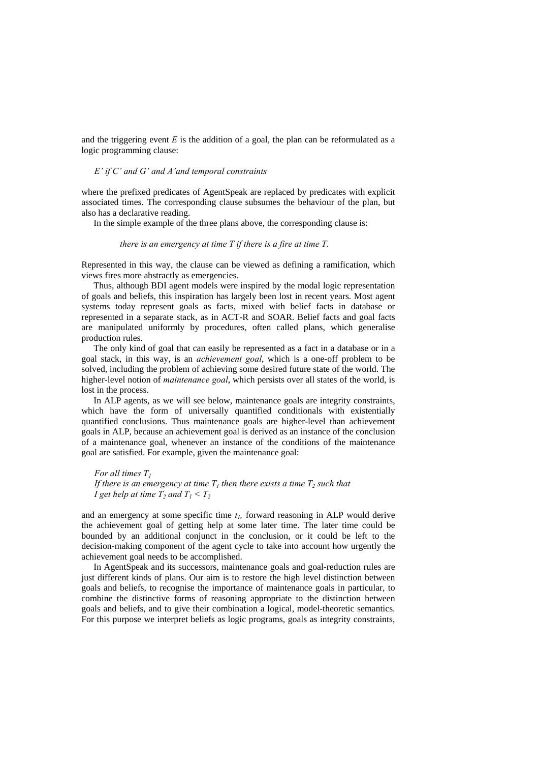and the triggering event $E$ is the addition of a goal, the plan can be reformulated as a logic programming clause:

*E' if C' and G' and A'and temporal constraints*

where the prefixed predicates of AgentSpeak are replaced by predicates with explicit associated times. The corresponding clause subsumes the behaviour of the plan, but also has a declarative reading.

In the simple example of the three plans above, the corresponding clause is:

*there is an emergency at time T if there is a fire at time T.*

Represented in this way, the clause can be viewed as defining a ramification, which views fires more abstractly as emergencies.

Thus, although BDI agent models were inspired by the modal logic representation of goals and beliefs, this inspiration has largely been lost in recent years. Most agent systems today represent goals as facts, mixed with belief facts in database or represented in a separate stack, as in ACT-R and SOAR. Belief facts and goal facts are manipulated uniformly by procedures, often called plans, which generalise production rules.

The only kind of goal that can easily be represented as a fact in a database or in a goal stack, in this way, is an *achievement goal*, which is a one-off problem to be solved, including the problem of achieving some desired future state of the world. The higher-level notion of *maintenance goal*, which persists over all states of the world, is lost in the process.

In ALP agents, as we will see below, maintenance goals are integrity constraints, which have the form of universally quantified conditionals with existentially quantified conclusions. Thus maintenance goals are higher-level than achievement goals in ALP, because an achievement goal is derived as an instance of the conclusion of a maintenance goal, whenever an instance of the conditions of the maintenance goal are satisfied. For example, given the maintenance goal:

*For all times* $T_1$
*If there is an emergency at time* $T_1$ *then there exists a time* $T_2$ *such that*
*I get help at time* $T_2$ *and* $T_1 < T_2$

and an emergency at some specific time $t_1$, forward reasoning in ALP would derive the achievement goal of getting help at some later time. The later time could be bounded by an additional conjunct in the conclusion, or it could be left to the decision-making component of the agent cycle to take into account how urgently the achievement goal needs to be accomplished.

In AgentSpeak and its successors, maintenance goals and goal-reduction rules are just different kinds of plans. Our aim is to restore the high level distinction between goals and beliefs, to recognise the importance of maintenance goals in particular, to combine the distinctive forms of reasoning appropriate to the distinction between goals and beliefs, and to give their combination a logical, model-theoretic semantics. For this purpose we interpret beliefs as logic programs, goals as integrity constraints,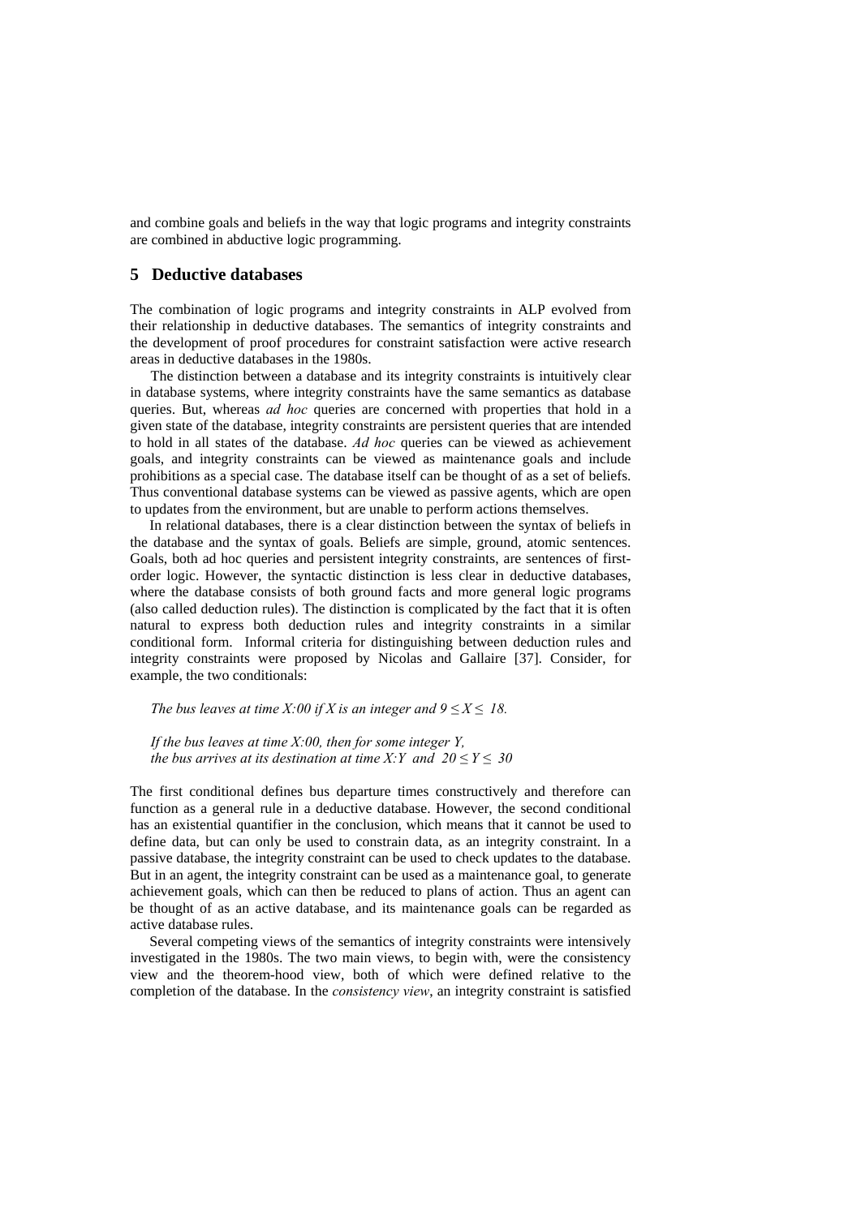and combine goals and beliefs in the way that logic programs and integrity constraints are combined in abductive logic programming.

## 5 Deductive databases

The combination of logic programs and integrity constraints in ALP evolved from their relationship in deductive databases. The semantics of integrity constraints and the development of proof procedures for constraint satisfaction were active research areas in deductive databases in the 1980s.

The distinction between a database and its integrity constraints is intuitively clear in database systems, where integrity constraints have the same semantics as database queries. But, whereas *ad hoc* queries are concerned with properties that hold in a given state of the database, integrity constraints are persistent queries that are intended to hold in all states of the database. *Ad hoc* queries can be viewed as achievement goals, and integrity constraints can be viewed as maintenance goals and include prohibitions as a special case. The database itself can be thought of as a set of beliefs. Thus conventional database systems can be viewed as passive agents, which are open to updates from the environment, but are unable to perform actions themselves.

In relational databases, there is a clear distinction between the syntax of beliefs in the database and the syntax of goals. Beliefs are simple, ground, atomic sentences. Goals, both ad hoc queries and persistent integrity constraints, are sentences of first-order logic. However, the syntactic distinction is less clear in deductive databases, where the database consists of both ground facts and more general logic programs (also called deduction rules). The distinction is complicated by the fact that it is often natural to express both deduction rules and integrity constraints in a similar conditional form. Informal criteria for distinguishing between deduction rules and integrity constraints were proposed by Nicolas and Gallaire [37]. Consider, for example, the two conditionals:

*The bus leaves at time X:00 if X is an integer and* $9 \leq X \leq 18$.

*If the bus leaves at time X:00, then for some integer Y,*
*the bus arrives at its destination at time X:Y and* $20 \leq Y \leq 30$

The first conditional defines bus departure times constructively and therefore can function as a general rule in a deductive database. However, the second conditional has an existential quantifier in the conclusion, which means that it cannot be used to define data, but can only be used to constrain data, as an integrity constraint. In a passive database, the integrity constraint can be used to check updates to the database. But in an agent, the integrity constraint can be used as a maintenance goal, to generate achievement goals, which can then be reduced to plans of action. Thus an agent can be thought of as an active database, and its maintenance goals can be regarded as active database rules.

Several competing views of the semantics of integrity constraints were intensively investigated in the 1980s. The two main views, to begin with, were the consistency view and the theorem-hood view, both of which were defined relative to the completion of the database. In the *consistency view*, an integrity constraint is satisfied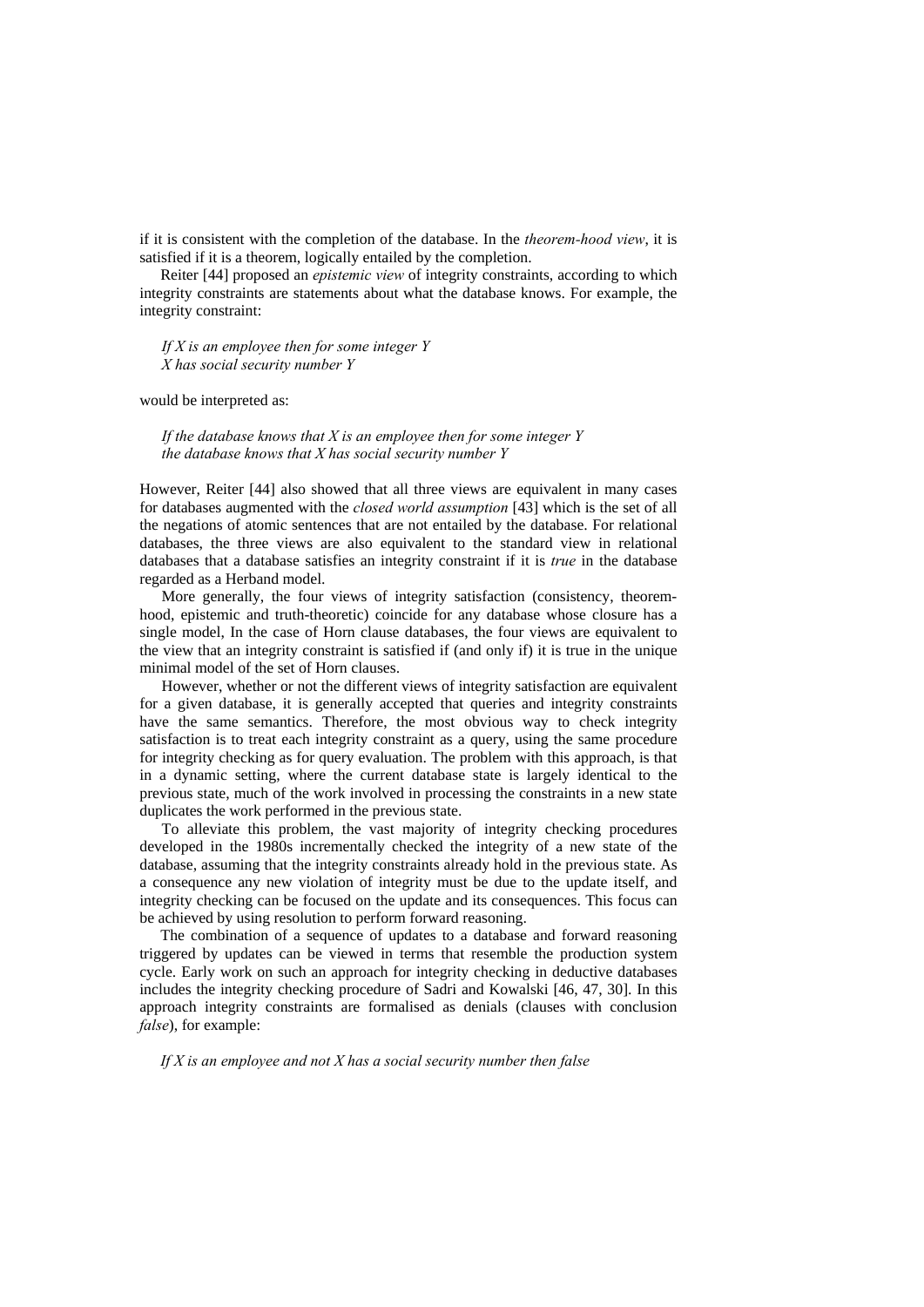if it is consistent with the completion of the database. In the *theorem-hood view*, it is satisfied if it is a theorem, logically entailed by the completion.

Reiter [44] proposed an *epistemic view* of integrity constraints, according to which integrity constraints are statements about what the database knows. For example, the integrity constraint:

*If X is an employee then for some integer Y*
*X has social security number Y*

would be interpreted as:

*If the database knows that X is an employee then for some integer Y*
*the database knows that X has social security number Y*

However, Reiter [44] also showed that all three views are equivalent in many cases for databases augmented with the *closed world assumption* [43] which is the set of all the negations of atomic sentences that are not entailed by the database. For relational databases, the three views are also equivalent to the standard view in relational databases that a database satisfies an integrity constraint if it is *true* in the database regarded as a Herband model.

More generally, the four views of integrity satisfaction (consistency, theorem-hood, epistemic and truth-theoretic) coincide for any database whose closure has a single model, In the case of Horn clause databases, the four views are equivalent to the view that an integrity constraint is satisfied if (and only if) it is true in the unique minimal model of the set of Horn clauses.

However, whether or not the different views of integrity satisfaction are equivalent for a given database, it is generally accepted that queries and integrity constraints have the same semantics. Therefore, the most obvious way to check integrity satisfaction is to treat each integrity constraint as a query, using the same procedure for integrity checking as for query evaluation. The problem with this approach, is that in a dynamic setting, where the current database state is largely identical to the previous state, much of the work involved in processing the constraints in a new state duplicates the work performed in the previous state.

To alleviate this problem, the vast majority of integrity checking procedures developed in the 1980s incrementally checked the integrity of a new state of the database, assuming that the integrity constraints already hold in the previous state. As a consequence any new violation of integrity must be due to the update itself, and integrity checking can be focused on the update and its consequences. This focus can be achieved by using resolution to perform forward reasoning.

The combination of a sequence of updates to a database and forward reasoning triggered by updates can be viewed in terms that resemble the production system cycle. Early work on such an approach for integrity checking in deductive databases includes the integrity checking procedure of Sadri and Kowalski [46, 47, 30]. In this approach integrity constraints are formalised as denials (clauses with conclusion *false*), for example:

*If X is an employee and not X has a social security number then false*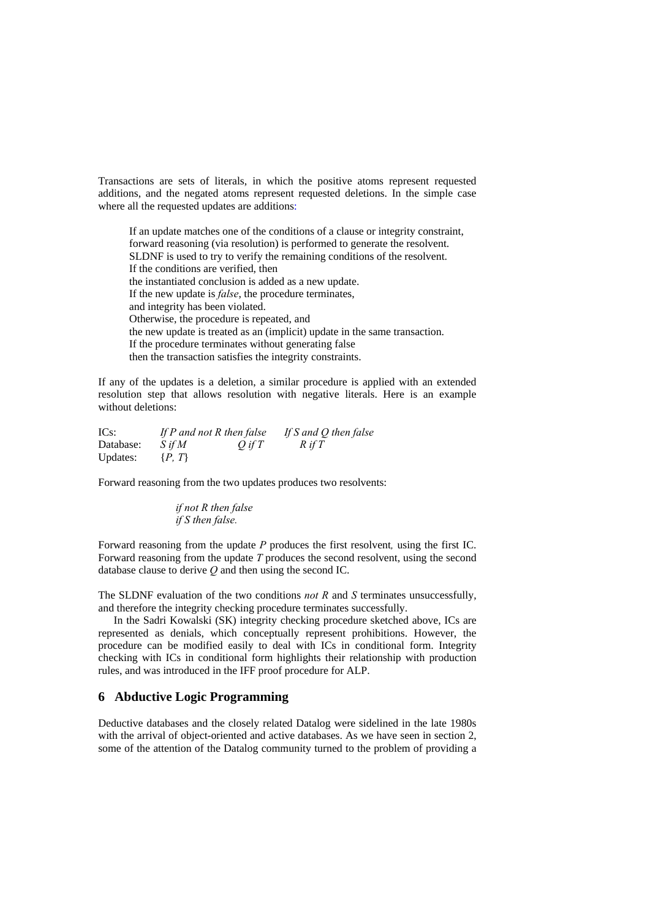Transactions are sets of literals, in which the positive atoms represent requested additions, and the negated atoms represent requested deletions. In the simple case where all the requested updates are additions:

> If an update matches one of the conditions of a clause or integrity constraint,
> forward reasoning (via resolution) is performed to generate the resolvent.
> SLDNF is used to try to verify the remaining conditions of the resolvent.
> If the conditions are verified, then
> the instantiated conclusion is added as a new update.
> If the new update is *false*, the procedure terminates,
> and integrity has been violated.
> Otherwise, the procedure is repeated, and
> the new update is treated as an (implicit) update in the same transaction.
> If the procedure terminates without generating false
> then the transaction satisfies the integrity constraints.

If any of the updates is a deletion, a similar procedure is applied with an extended resolution step that allows resolution with negative literals. Here is an example without deletions:

| | | | |
|---|---|---|---|
| ICs: | *If P and not R then false* | | *If S and Q then false* |
| Database: | *S if M* | *Q if T* | *R if T* |
| Updates: | {*P, T*} | | |

Forward reasoning from the two updates produces two resolvents:

> *if not R then false*
> *if S then false.*

Forward reasoning from the update *P* produces the first resolvent, using the first IC. Forward reasoning from the update *T* produces the second resolvent, using the second database clause to derive *Q* and then using the second IC.

The SLDNF evaluation of the two conditions *not R* and *S* terminates unsuccessfully, and therefore the integrity checking procedure terminates successfully.

In the Sadri Kowalski (SK) integrity checking procedure sketched above, ICs are represented as denials, which conceptually represent prohibitions. However, the procedure can be modified easily to deal with ICs in conditional form. Integrity checking with ICs in conditional form highlights their relationship with production rules, and was introduced in the IFF proof procedure for ALP.

## 6 Abductive Logic Programming

Deductive databases and the closely related Datalog were sidelined in the late 1980s with the arrival of object-oriented and active databases. As we have seen in section 2, some of the attention of the Datalog community turned to the problem of providing a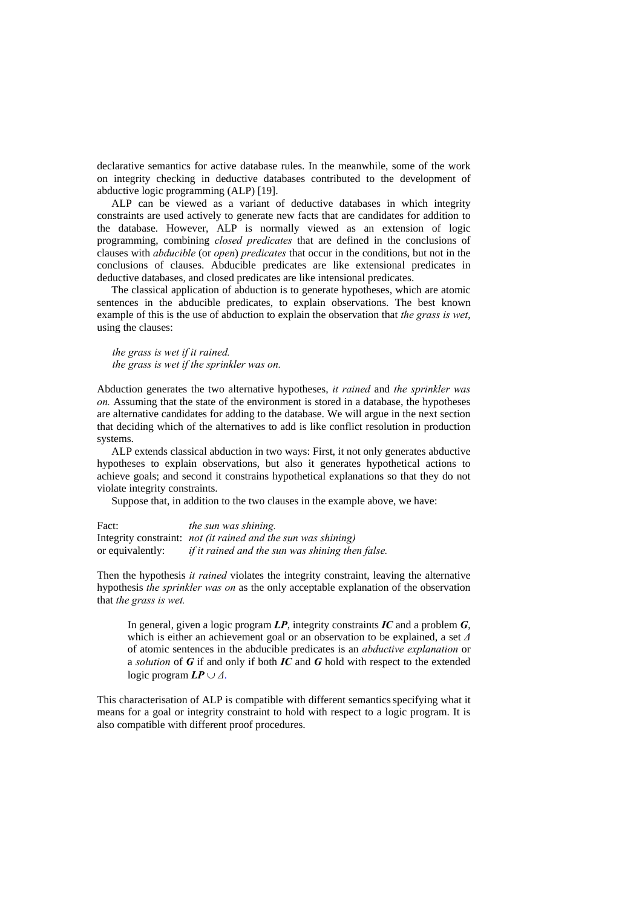declarative semantics for active database rules. In the meanwhile, some of the work on integrity checking in deductive databases contributed to the development of abductive logic programming (ALP) [19].

ALP can be viewed as a variant of deductive databases in which integrity constraints are used actively to generate new facts that are candidates for addition to the database. However, ALP is normally viewed as an extension of logic programming, combining *closed predicates* that are defined in the conclusions of clauses with *abducible* (or *open*) *predicates* that occur in the conditions, but not in the conclusions of clauses. Abducible predicates are like extensional predicates in deductive databases, and closed predicates are like intensional predicates.

The classical application of abduction is to generate hypotheses, which are atomic sentences in the abducible predicates, to explain observations. The best known example of this is the use of abduction to explain the observation that *the grass is wet*, using the clauses:

*the grass is wet if it rained.*
*the grass is wet if the sprinkler was on.*

Abduction generates the two alternative hypotheses, *it rained* and *the sprinkler was on.* Assuming that the state of the environment is stored in a database, the hypotheses are alternative candidates for adding to the database. We will argue in the next section that deciding which of the alternatives to add is like conflict resolution in production systems.

ALP extends classical abduction in two ways: First, it not only generates abductive hypotheses to explain observations, but also it generates hypothetical actions to achieve goals; and second it constrains hypothetical explanations so that they do not violate integrity constraints.

Suppose that, in addition to the two clauses in the example above, we have:

Fact: *the sun was shining.*
Integrity constraint: *not (it rained and the sun was shining)*
or equivalently: *if it rained and the sun was shining then false.*

Then the hypothesis *it rained* violates the integrity constraint, leaving the alternative hypothesis *the sprinkler was on* as the only acceptable explanation of the observation that *the grass is wet.*

> In general, given a logic program ***LP***, integrity constraints ***IC*** and a problem ***G***, which is either an achievement goal or an observation to be explained, a set $\Delta$ of atomic sentences in the abducible predicates is an *abductive explanation* or a *solution* of ***G*** if and only if both ***IC*** and ***G*** hold with respect to the extended logic program $\boldsymbol{LP} \cup \Delta$.

This characterisation of ALP is compatible with different semantics specifying what it means for a goal or integrity constraint to hold with respect to a logic program. It is also compatible with different proof procedures.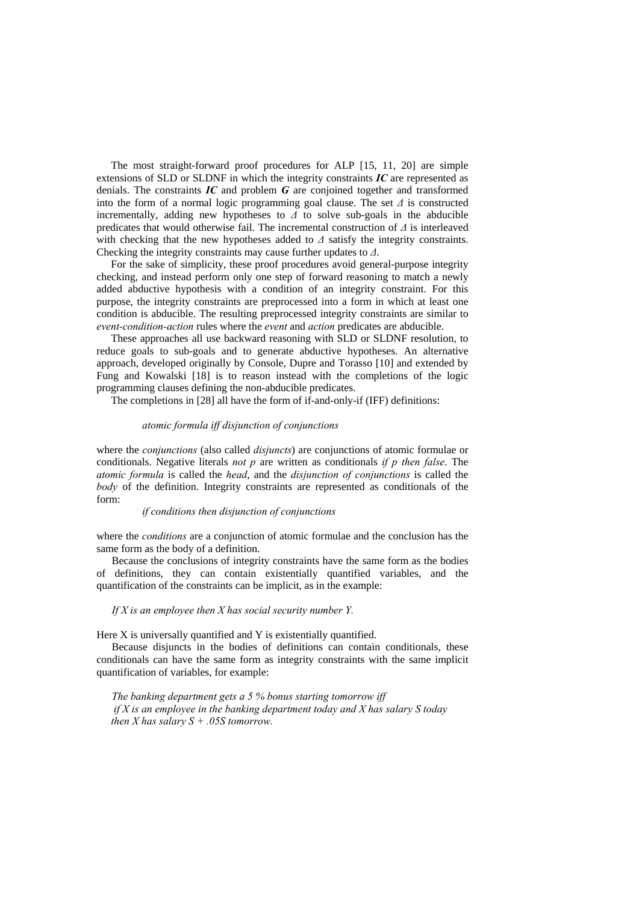The most straight-forward proof procedures for ALP [15, 11, 20] are simple extensions of SLD or SLDNF in which the integrity constraints ***IC*** are represented as denials. The constraints ***IC*** and problem ***G*** are conjoined together and transformed into the form of a normal logic programming goal clause. The set *Δ* is constructed incrementally, adding new hypotheses to *Δ* to solve sub-goals in the abducible predicates that would otherwise fail. The incremental construction of *Δ* is interleaved with checking that the new hypotheses added to *Δ* satisfy the integrity constraints. Checking the integrity constraints may cause further updates to *Δ*.

For the sake of simplicity, these proof procedures avoid general-purpose integrity checking, and instead perform only one step of forward reasoning to match a newly added abductive hypothesis with a condition of an integrity constraint. For this purpose, the integrity constraints are preprocessed into a form in which at least one condition is abducible. The resulting preprocessed integrity constraints are similar to *event-condition-action* rules where the *event* and *action* predicates are abducible.

These approaches all use backward reasoning with SLD or SLDNF resolution, to reduce goals to sub-goals and to generate abductive hypotheses. An alternative approach, developed originally by Console, Dupre and Torasso [10] and extended by Fung and Kowalski [18] is to reason instead with the completions of the logic programming clauses defining the non-abducible predicates.

The completions in [28] all have the form of if-and-only-if (IFF) definitions:

*atomic formula iff disjunction of conjunctions*

where the *conjunctions* (also called *disjuncts*) are conjunctions of atomic formulae or conditionals. Negative literals *not p* are written as conditionals *if p then false*. The *atomic formula* is called the *head*, and the *disjunction of conjunctions* is called the *body* of the definition. Integrity constraints are represented as conditionals of the form:

*if conditions then disjunction of conjunctions*

where the *conditions* are a conjunction of atomic formulae and the conclusion has the same form as the body of a definition.

Because the conclusions of integrity constraints have the same form as the bodies of definitions, they can contain existentially quantified variables, and the quantification of the constraints can be implicit, as in the example:

*If X is an employee then X has social security number Y.*

Here X is universally quantified and Y is existentially quantified.

Because disjuncts in the bodies of definitions can contain conditionals, these conditionals can have the same form as integrity constraints with the same implicit quantification of variables, for example:

*The banking department gets a 5 % bonus starting tomorrow iff*
*if X is an employee in the banking department today and X has salary S today*
*then X has salary S + .05S tomorrow.*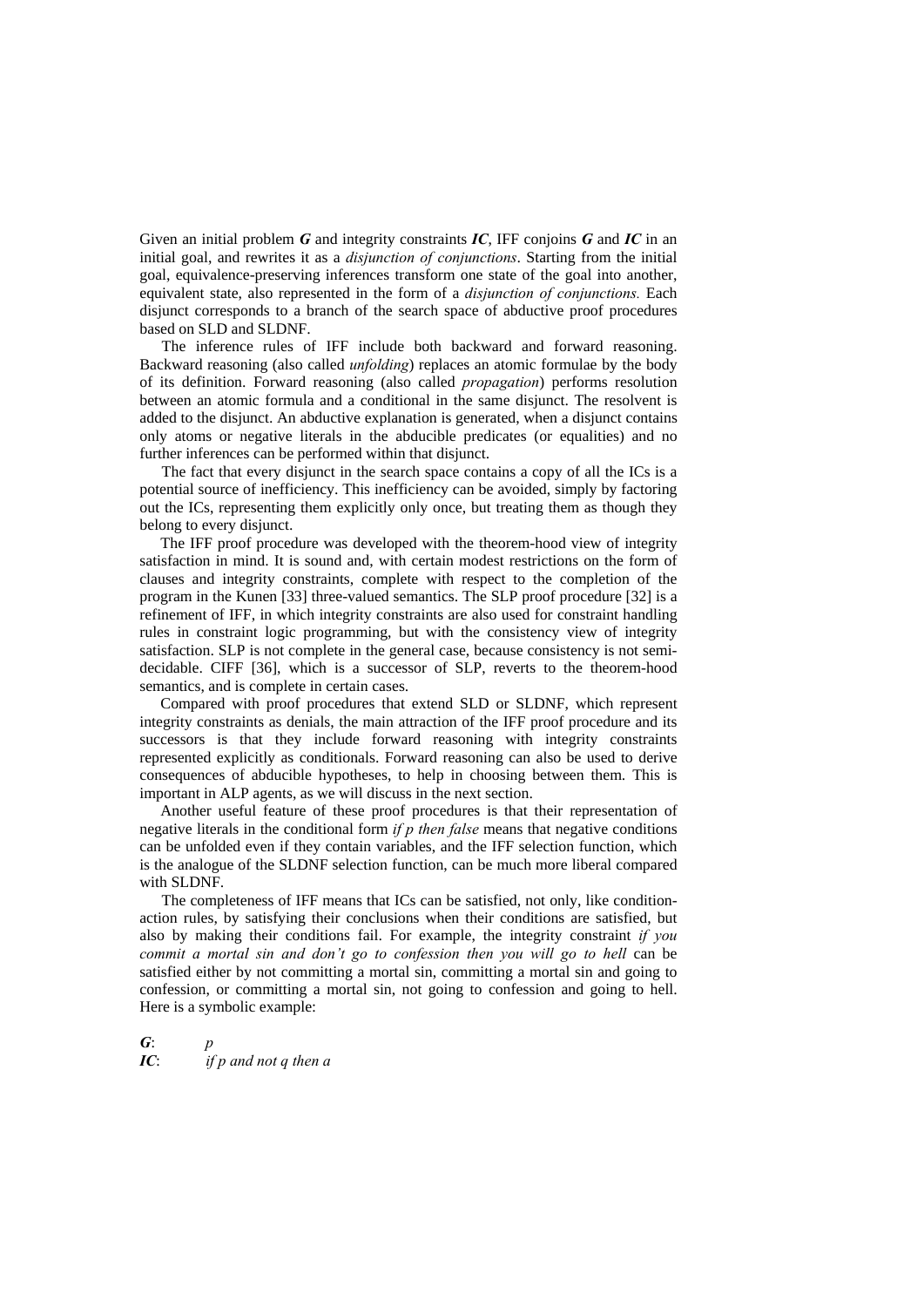Given an initial problem ***G*** and integrity constraints ***IC***, IFF conjoins ***G*** and ***IC*** in an initial goal, and rewrites it as a *disjunction of conjunctions*. Starting from the initial goal, equivalence-preserving inferences transform one state of the goal into another, equivalent state, also represented in the form of a *disjunction of conjunctions.* Each disjunct corresponds to a branch of the search space of abductive proof procedures based on SLD and SLDNF.

The inference rules of IFF include both backward and forward reasoning. Backward reasoning (also called *unfolding*) replaces an atomic formulae by the body of its definition. Forward reasoning (also called *propagation*) performs resolution between an atomic formula and a conditional in the same disjunct. The resolvent is added to the disjunct. An abductive explanation is generated, when a disjunct contains only atoms or negative literals in the abducible predicates (or equalities) and no further inferences can be performed within that disjunct.

The fact that every disjunct in the search space contains a copy of all the ICs is a potential source of inefficiency. This inefficiency can be avoided, simply by factoring out the ICs, representing them explicitly only once, but treating them as though they belong to every disjunct.

The IFF proof procedure was developed with the theorem-hood view of integrity satisfaction in mind. It is sound and, with certain modest restrictions on the form of clauses and integrity constraints, complete with respect to the completion of the program in the Kunen [33] three-valued semantics. The SLP proof procedure [32] is a refinement of IFF, in which integrity constraints are also used for constraint handling rules in constraint logic programming, but with the consistency view of integrity satisfaction. SLP is not complete in the general case, because consistency is not semi-decidable. CIFF [36], which is a successor of SLP, reverts to the theorem-hood semantics, and is complete in certain cases.

Compared with proof procedures that extend SLD or SLDNF, which represent integrity constraints as denials, the main attraction of the IFF proof procedure and its successors is that they include forward reasoning with integrity constraints represented explicitly as conditionals. Forward reasoning can also be used to derive consequences of abducible hypotheses, to help in choosing between them. This is important in ALP agents, as we will discuss in the next section.

Another useful feature of these proof procedures is that their representation of negative literals in the conditional form *if p then false* means that negative conditions can be unfolded even if they contain variables, and the IFF selection function, which is the analogue of the SLDNF selection function, can be much more liberal compared with SLDNF.

The completeness of IFF means that ICs can be satisfied, not only, like condition-action rules, by satisfying their conclusions when their conditions are satisfied, but also by making their conditions fail. For example, the integrity constraint *if you commit a mortal sin and don't go to confession then you will go to hell* can be satisfied either by not committing a mortal sin, committing a mortal sin and going to confession, or committing a mortal sin, not going to confession and going to hell. Here is a symbolic example:

***G***: *p*
***IC***: *if p and not q then a*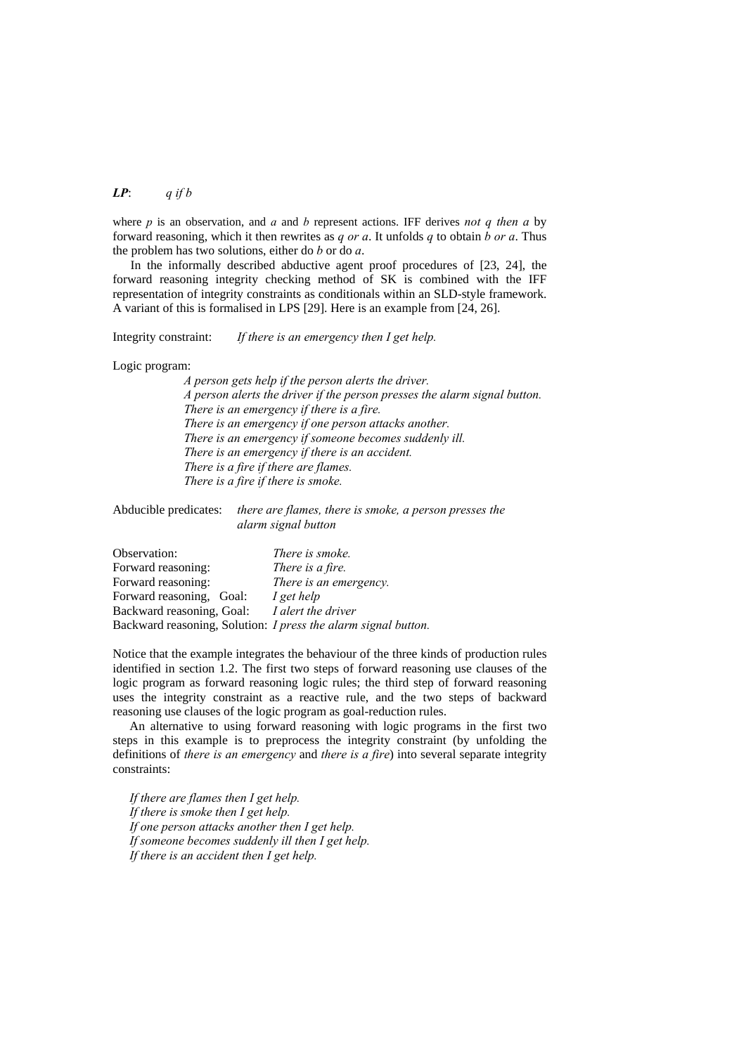***LP***: &nbsp;&nbsp;&nbsp;&nbsp; *q if b*

where *p* is an observation, and *a* and *b* represent actions. IFF derives *not q then a* by forward reasoning, which it then rewrites as *q or a*. It unfolds *q* to obtain *b or a*. Thus the problem has two solutions, either do *b* or do *a*.

In the informally described abductive agent proof procedures of [23, 24], the forward reasoning integrity checking method of SK is combined with the IFF representation of integrity constraints as conditionals within an SLD-style framework. A variant of this is formalised in LPS [29]. Here is an example from [24, 26].

Integrity constraint: &nbsp;&nbsp;&nbsp; *If there is an emergency then I get help.*

Logic program:

> *A person gets help if the person alerts the driver.*  
> *A person alerts the driver if the person presses the alarm signal button.*  
> *There is an emergency if there is a fire.*  
> *There is an emergency if one person attacks another.*  
> *There is an emergency if someone becomes suddenly ill.*  
> *There is an emergency if there is an accident.*  
> *There is a fire if there are flames.*  
> *There is a fire if there is smoke.*

Abducible predicates: &nbsp;&nbsp;&nbsp; *there are flames, there is smoke, a person presses the alarm signal button*

| | |
|---|---|
| Observation: | *There is smoke.* |
| Forward reasoning: | *There is a fire.* |
| Forward reasoning: | *There is an emergency.* |
| Forward reasoning, Goal: | *I get help* |
| Backward reasoning, Goal: | *I alert the driver* |
| Backward reasoning, Solution: | *I press the alarm signal button.* |

Notice that the example integrates the behaviour of the three kinds of production rules identified in section 1.2. The first two steps of forward reasoning use clauses of the logic program as forward reasoning logic rules; the third step of forward reasoning uses the integrity constraint as a reactive rule, and the two steps of backward reasoning use clauses of the logic program as goal-reduction rules.

An alternative to using forward reasoning with logic programs in the first two steps in this example is to preprocess the integrity constraint (by unfolding the definitions of *there is an emergency* and *there is a fire*) into several separate integrity constraints:

> *If there are flames then I get help.*  
> *If there is smoke then I get help.*  
> *If one person attacks another then I get help.*  
> *If someone becomes suddenly ill then I get help.*  
> *If there is an accident then I get help.*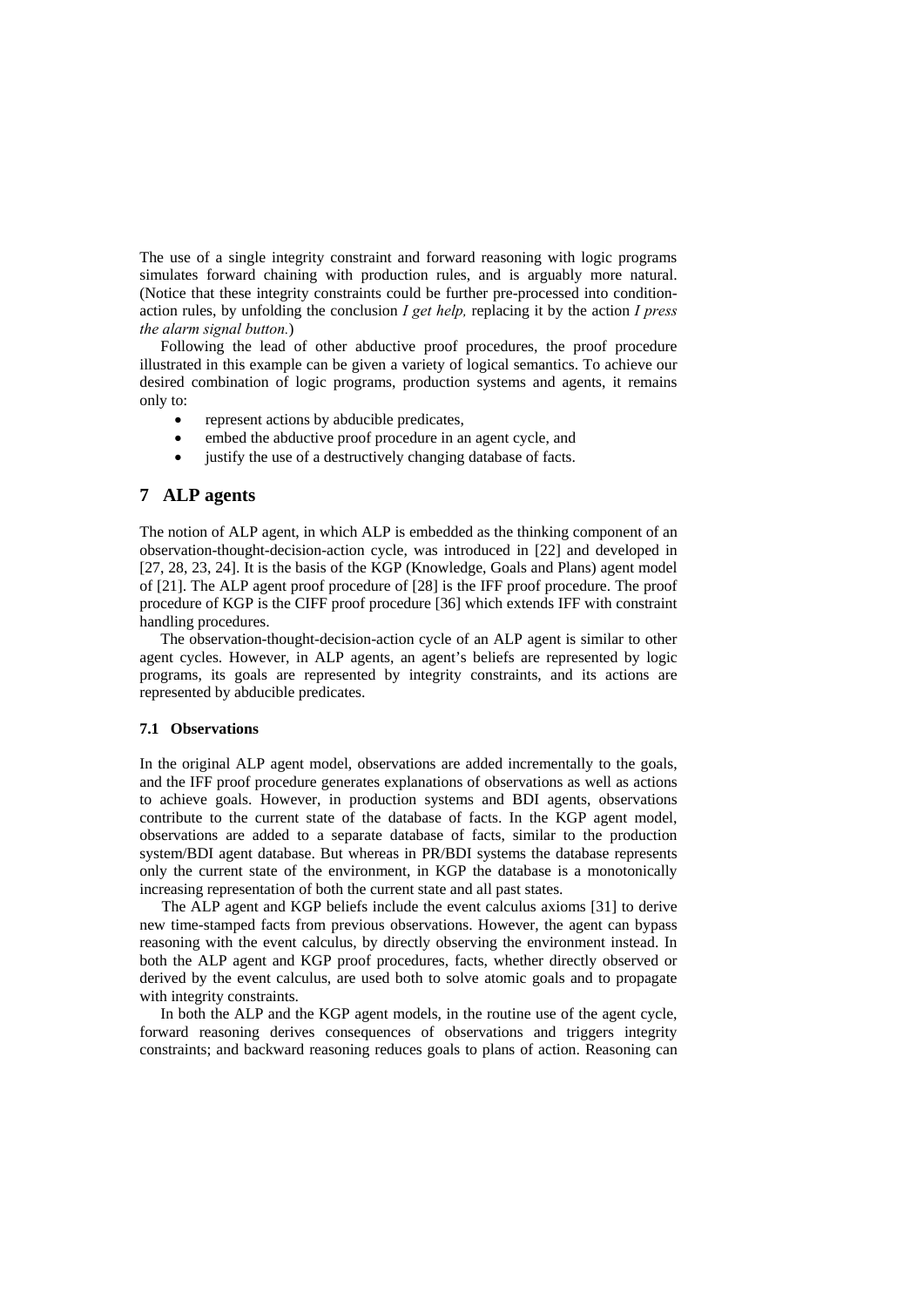The use of a single integrity constraint and forward reasoning with logic programs simulates forward chaining with production rules, and is arguably more natural. (Notice that these integrity constraints could be further pre-processed into condition-action rules, by unfolding the conclusion *I get help,* replacing it by the action *I press the alarm signal button.*)

Following the lead of other abductive proof procedures, the proof procedure illustrated in this example can be given a variety of logical semantics. To achieve our desired combination of logic programs, production systems and agents, it remains only to:

- represent actions by abducible predicates,
- embed the abductive proof procedure in an agent cycle, and
- justify the use of a destructively changing database of facts.

## 7 ALP agents

The notion of ALP agent, in which ALP is embedded as the thinking component of an observation-thought-decision-action cycle, was introduced in [22] and developed in [27, 28, 23, 24]. It is the basis of the KGP (Knowledge, Goals and Plans) agent model of [21]. The ALP agent proof procedure of [28] is the IFF proof procedure. The proof procedure of KGP is the CIFF proof procedure [36] which extends IFF with constraint handling procedures.

The observation-thought-decision-action cycle of an ALP agent is similar to other agent cycles. However, in ALP agents, an agent's beliefs are represented by logic programs, its goals are represented by integrity constraints, and its actions are represented by abducible predicates.

### 7.1 Observations

In the original ALP agent model, observations are added incrementally to the goals, and the IFF proof procedure generates explanations of observations as well as actions to achieve goals. However, in production systems and BDI agents, observations contribute to the current state of the database of facts. In the KGP agent model, observations are added to a separate database of facts, similar to the production system/BDI agent database. But whereas in PR/BDI systems the database represents only the current state of the environment, in KGP the database is a monotonically increasing representation of both the current state and all past states.

The ALP agent and KGP beliefs include the event calculus axioms [31] to derive new time-stamped facts from previous observations. However, the agent can bypass reasoning with the event calculus, by directly observing the environment instead. In both the ALP agent and KGP proof procedures, facts, whether directly observed or derived by the event calculus, are used both to solve atomic goals and to propagate with integrity constraints.

In both the ALP and the KGP agent models, in the routine use of the agent cycle, forward reasoning derives consequences of observations and triggers integrity constraints; and backward reasoning reduces goals to plans of action. Reasoning can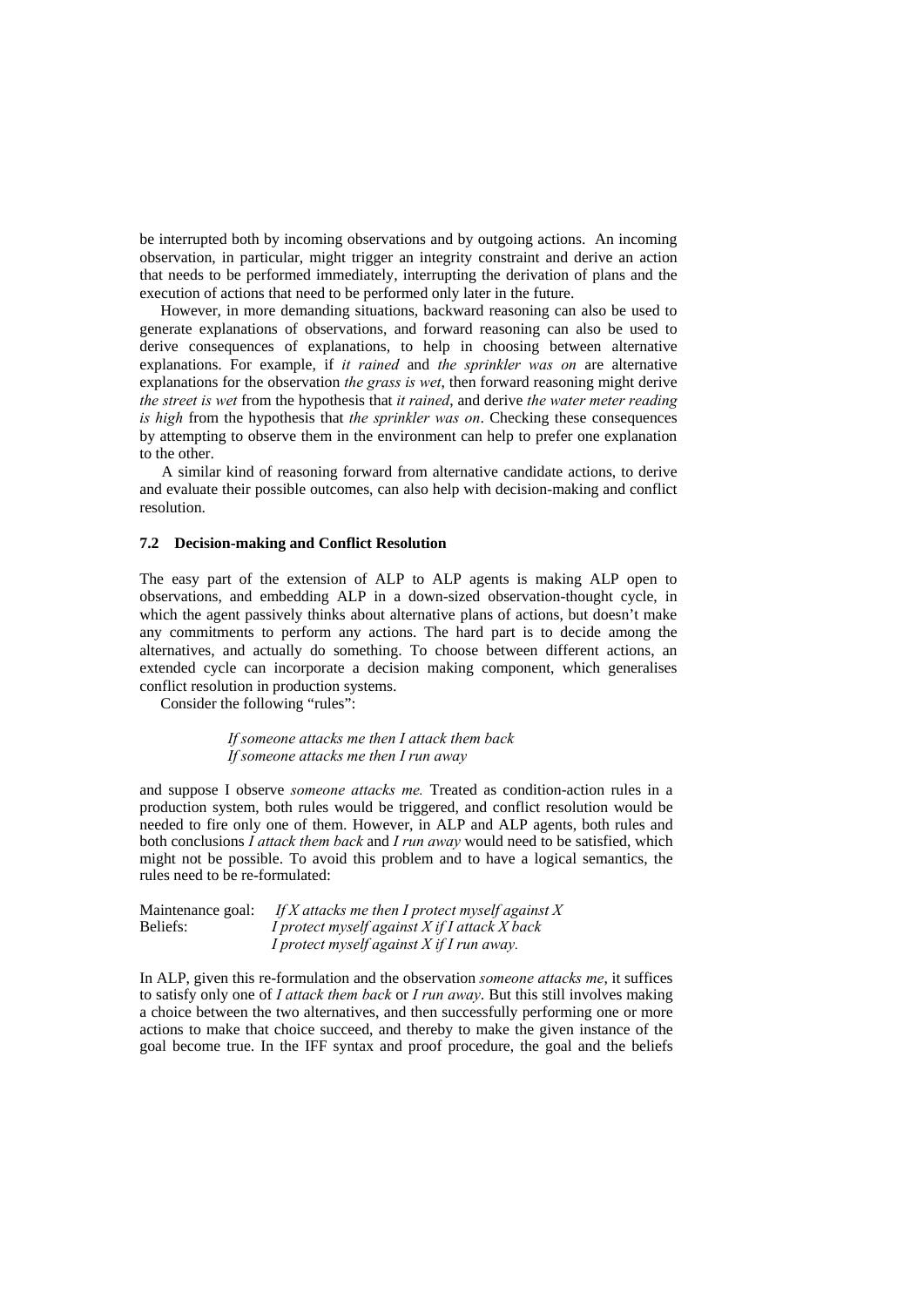be interrupted both by incoming observations and by outgoing actions. An incoming observation, in particular, might trigger an integrity constraint and derive an action that needs to be performed immediately, interrupting the derivation of plans and the execution of actions that need to be performed only later in the future.

However, in more demanding situations, backward reasoning can also be used to generate explanations of observations, and forward reasoning can also be used to derive consequences of explanations, to help in choosing between alternative explanations. For example, if *it rained* and *the sprinkler was on* are alternative explanations for the observation *the grass is wet*, then forward reasoning might derive *the street is wet* from the hypothesis that *it rained*, and derive *the water meter reading is high* from the hypothesis that *the sprinkler was on*. Checking these consequences by attempting to observe them in the environment can help to prefer one explanation to the other.

A similar kind of reasoning forward from alternative candidate actions, to derive and evaluate their possible outcomes, can also help with decision-making and conflict resolution.

### 7.2 Decision-making and Conflict Resolution

The easy part of the extension of ALP to ALP agents is making ALP open to observations, and embedding ALP in a down-sized observation-thought cycle, in which the agent passively thinks about alternative plans of actions, but doesn't make any commitments to perform any actions. The hard part is to decide among the alternatives, and actually do something. To choose between different actions, an extended cycle can incorporate a decision making component, which generalises conflict resolution in production systems.

Consider the following "rules":

*If someone attacks me then I attack them back*
*If someone attacks me then I run away*

and suppose I observe *someone attacks me.* Treated as condition-action rules in a production system, both rules would be triggered, and conflict resolution would be needed to fire only one of them. However, in ALP and ALP agents, both rules and both conclusions *I attack them back* and *I run away* would need to be satisfied, which might not be possible. To avoid this problem and to have a logical semantics, the rules need to be re-formulated:

| | |
|---|---|
| Maintenance goal: | *If X attacks me then I protect myself against X* |
| Beliefs: | *I protect myself against X if I attack X back* |
| | *I protect myself against X if I run away.* |

In ALP, given this re-formulation and the observation *someone attacks me*, it suffices to satisfy only one of *I attack them back* or *I run away*. But this still involves making a choice between the two alternatives, and then successfully performing one or more actions to make that choice succeed, and thereby to make the given instance of the goal become true. In the IFF syntax and proof procedure, the goal and the beliefs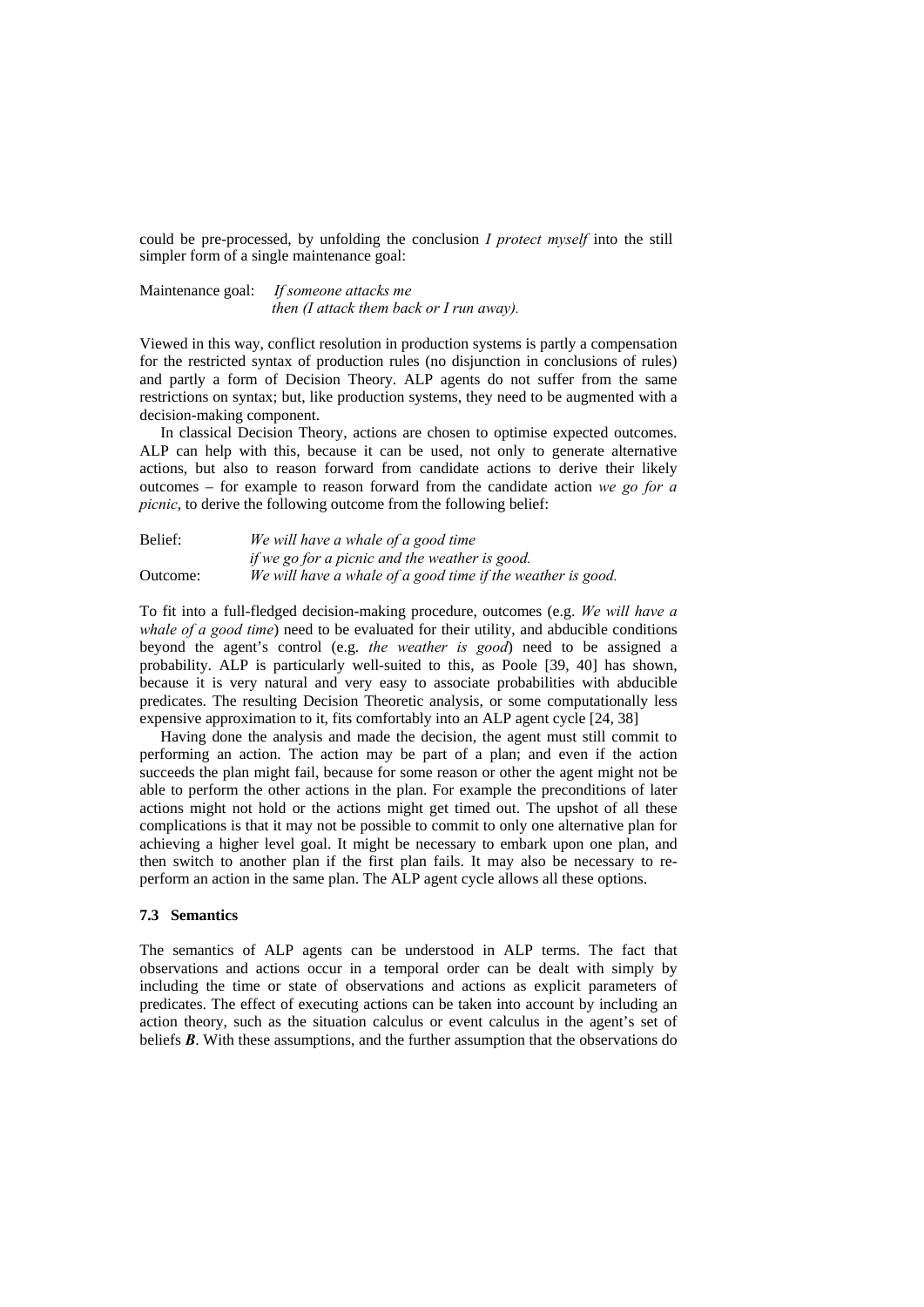could be pre-processed, by unfolding the conclusion *I protect myself* into the still simpler form of a single maintenance goal:

Maintenance goal: *If someone attacks me*
*then (I attack them back or I run away).*

Viewed in this way, conflict resolution in production systems is partly a compensation for the restricted syntax of production rules (no disjunction in conclusions of rules) and partly a form of Decision Theory. ALP agents do not suffer from the same restrictions on syntax; but, like production systems, they need to be augmented with a decision-making component.

In classical Decision Theory, actions are chosen to optimise expected outcomes. ALP can help with this, because it can be used, not only to generate alternative actions, but also to reason forward from candidate actions to derive their likely outcomes – for example to reason forward from the candidate action *we go for a picnic*, to derive the following outcome from the following belief:

Belief: *We will have a whale of a good time*
*if we go for a picnic and the weather is good.*
Outcome: *We will have a whale of a good time if the weather is good.*

To fit into a full-fledged decision-making procedure, outcomes (e.g. *We will have a whale of a good time*) need to be evaluated for their utility, and abducible conditions beyond the agent's control (e.g. *the weather is good*) need to be assigned a probability. ALP is particularly well-suited to this, as Poole [39, 40] has shown, because it is very natural and very easy to associate probabilities with abducible predicates. The resulting Decision Theoretic analysis, or some computationally less expensive approximation to it, fits comfortably into an ALP agent cycle [24, 38]

Having done the analysis and made the decision, the agent must still commit to performing an action. The action may be part of a plan; and even if the action succeeds the plan might fail, because for some reason or other the agent might not be able to perform the other actions in the plan. For example the preconditions of later actions might not hold or the actions might get timed out. The upshot of all these complications is that it may not be possible to commit to only one alternative plan for achieving a higher level goal. It might be necessary to embark upon one plan, and then switch to another plan if the first plan fails. It may also be necessary to re-perform an action in the same plan. The ALP agent cycle allows all these options.

### 7.3 Semantics

The semantics of ALP agents can be understood in ALP terms. The fact that observations and actions occur in a temporal order can be dealt with simply by including the time or state of observations and actions as explicit parameters of predicates. The effect of executing actions can be taken into account by including an action theory, such as the situation calculus or event calculus in the agent's set of beliefs ***B***. With these assumptions, and the further assumption that the observations do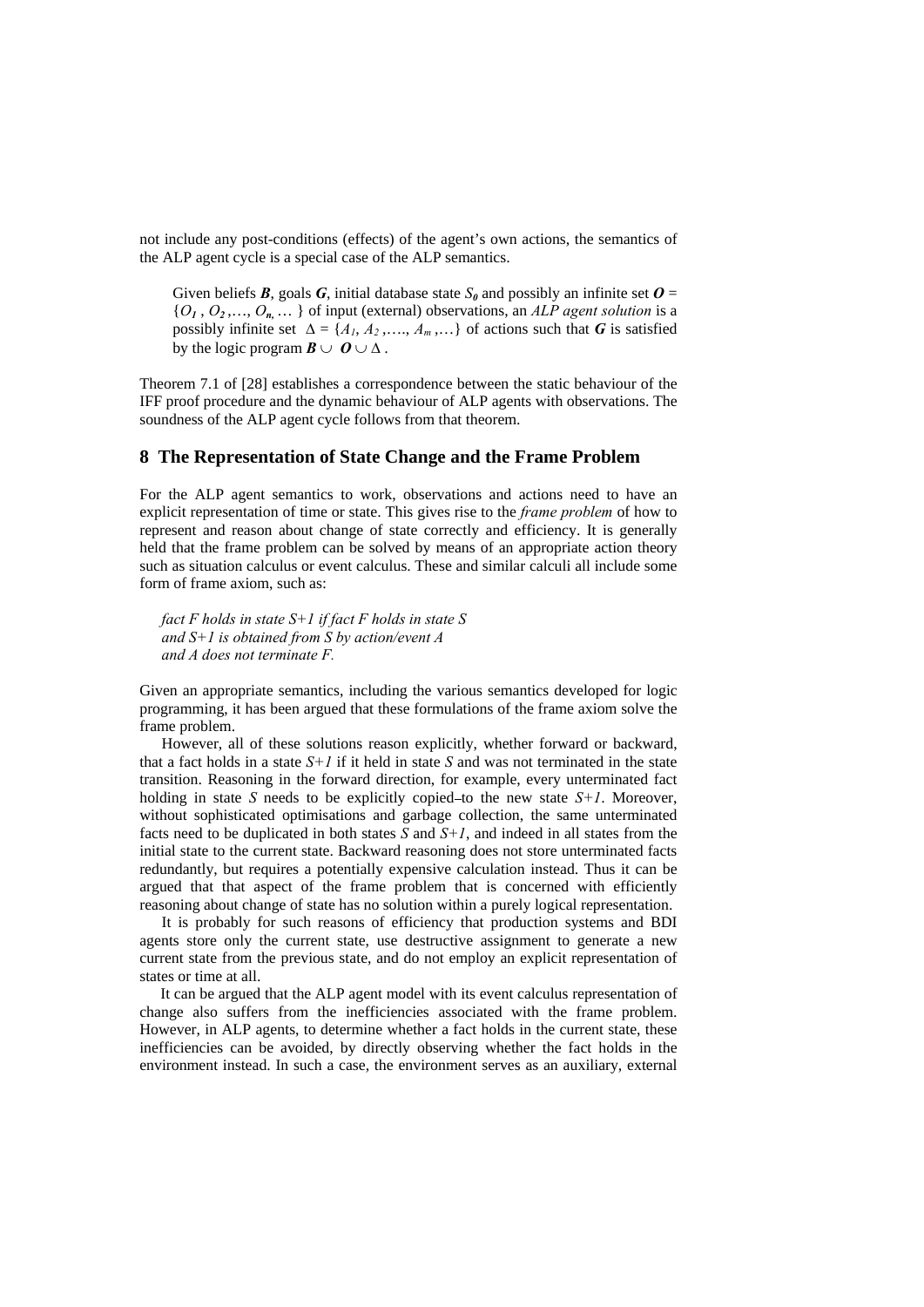not include any post-conditions (effects) of the agent's own actions, the semantics of the ALP agent cycle is a special case of the ALP semantics.

> Given beliefs $\boldsymbol{B}$, goals $\boldsymbol{G}$, initial database state $S_0$ and possibly an infinite set $\boldsymbol{O} = \{O_1, O_2, \ldots, O_n, \ldots\}$ of input (external) observations, an *ALP agent solution* is a possibly infinite set $\Delta = \{A_1, A_2, \ldots, A_m, \ldots\}$ of actions such that $\boldsymbol{G}$ is satisfied by the logic program $\boldsymbol{B} \cup \boldsymbol{O} \cup \Delta$.

Theorem 7.1 of [28] establishes a correspondence between the static behaviour of the IFF proof procedure and the dynamic behaviour of ALP agents with observations. The soundness of the ALP agent cycle follows from that theorem.

## 8 The Representation of State Change and the Frame Problem

For the ALP agent semantics to work, observations and actions need to have an explicit representation of time or state. This gives rise to the *frame problem* of how to represent and reason about change of state correctly and efficiency. It is generally held that the frame problem can be solved by means of an appropriate action theory such as situation calculus or event calculus. These and similar calculi all include some form of frame axiom, such as:

> *fact F holds in state S+1 if fact F holds in state S*
> *and S+1 is obtained from S by action/event A*
> *and A does not terminate F.*

Given an appropriate semantics, including the various semantics developed for logic programming, it has been argued that these formulations of the frame axiom solve the frame problem.

However, all of these solutions reason explicitly, whether forward or backward, that a fact holds in a state $S+1$ if it held in state $S$ and was not terminated in the state transition. Reasoning in the forward direction, for example, every unterminated fact holding in state $S$ needs to be explicitly copied to the new state $S+1$. Moreover, without sophisticated optimisations and garbage collection, the same unterminated facts need to be duplicated in both states $S$ and $S+1$, and indeed in all states from the initial state to the current state. Backward reasoning does not store unterminated facts redundantly, but requires a potentially expensive calculation instead. Thus it can be argued that that aspect of the frame problem that is concerned with efficiently reasoning about change of state has no solution within a purely logical representation.

It is probably for such reasons of efficiency that production systems and BDI agents store only the current state, use destructive assignment to generate a new current state from the previous state, and do not employ an explicit representation of states or time at all.

It can be argued that the ALP agent model with its event calculus representation of change also suffers from the inefficiencies associated with the frame problem. However, in ALP agents, to determine whether a fact holds in the current state, these inefficiencies can be avoided, by directly observing whether the fact holds in the environment instead. In such a case, the environment serves as an auxiliary, external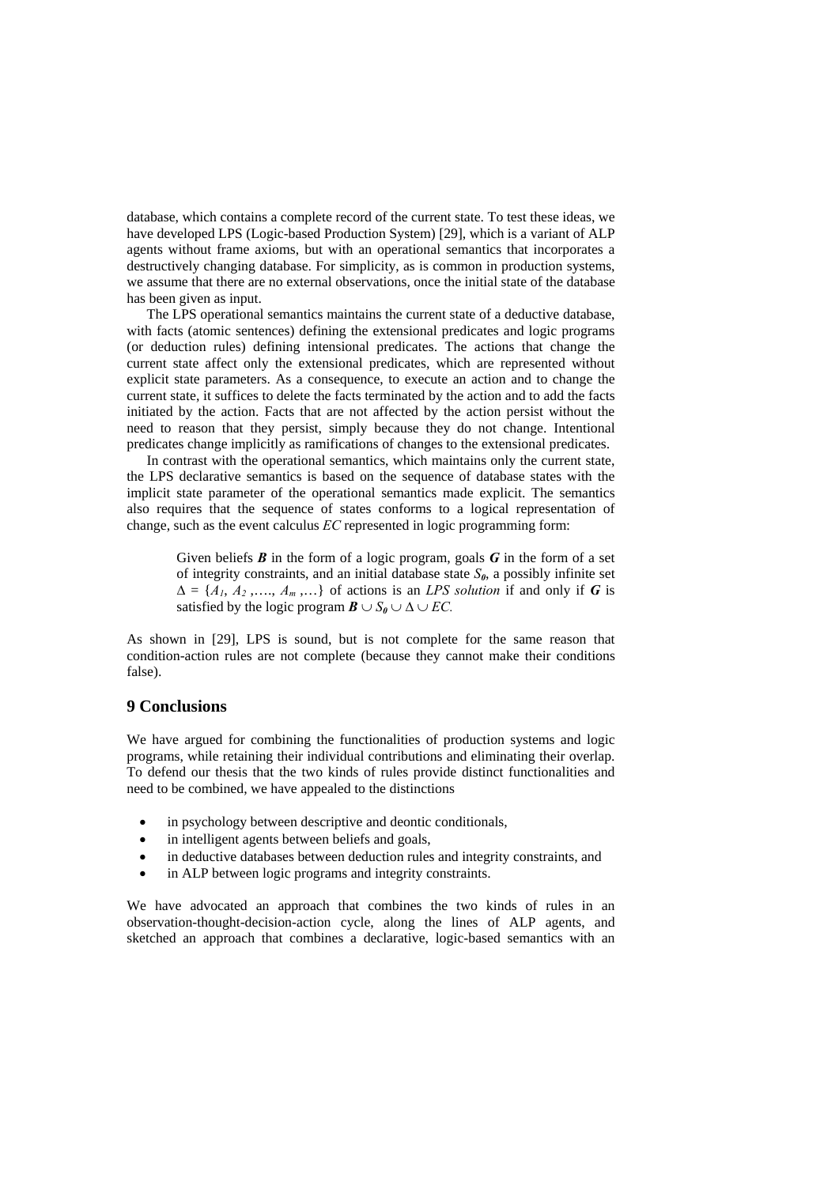database, which contains a complete record of the current state. To test these ideas, we have developed LPS (Logic-based Production System) [29], which is a variant of ALP agents without frame axioms, but with an operational semantics that incorporates a destructively changing database. For simplicity, as is common in production systems, we assume that there are no external observations, once the initial state of the database has been given as input.

The LPS operational semantics maintains the current state of a deductive database, with facts (atomic sentences) defining the extensional predicates and logic programs (or deduction rules) defining intensional predicates. The actions that change the current state affect only the extensional predicates, which are represented without explicit state parameters. As a consequence, to execute an action and to change the current state, it suffices to delete the facts terminated by the action and to add the facts initiated by the action. Facts that are not affected by the action persist without the need to reason that they persist, simply because they do not change. Intentional predicates change implicitly as ramifications of changes to the extensional predicates.

In contrast with the operational semantics, which maintains only the current state, the LPS declarative semantics is based on the sequence of database states with the implicit state parameter of the operational semantics made explicit. The semantics also requires that the sequence of states conforms to a logical representation of change, such as the event calculus *EC* represented in logic programming form:

> Given beliefs $\boldsymbol{B}$ in the form of a logic program, goals $\boldsymbol{G}$ in the form of a set of integrity constraints, and an initial database state $S_0$, a possibly infinite set $\Delta = \{A_1, A_2, \ldots, A_m, \ldots\}$ of actions is an *LPS solution* if and only if $\boldsymbol{G}$ is satisfied by the logic program $\boldsymbol{B} \cup S_0 \cup \Delta \cup EC$.

As shown in [29], LPS is sound, but is not complete for the same reason that condition-action rules are not complete (because they cannot make their conditions false).

## 9 Conclusions

We have argued for combining the functionalities of production systems and logic programs, while retaining their individual contributions and eliminating their overlap. To defend our thesis that the two kinds of rules provide distinct functionalities and need to be combined, we have appealed to the distinctions

- in psychology between descriptive and deontic conditionals,
- in intelligent agents between beliefs and goals,
- in deductive databases between deduction rules and integrity constraints, and
- in ALP between logic programs and integrity constraints.

We have advocated an approach that combines the two kinds of rules in an observation-thought-decision-action cycle, along the lines of ALP agents, and sketched an approach that combines a declarative, logic-based semantics with an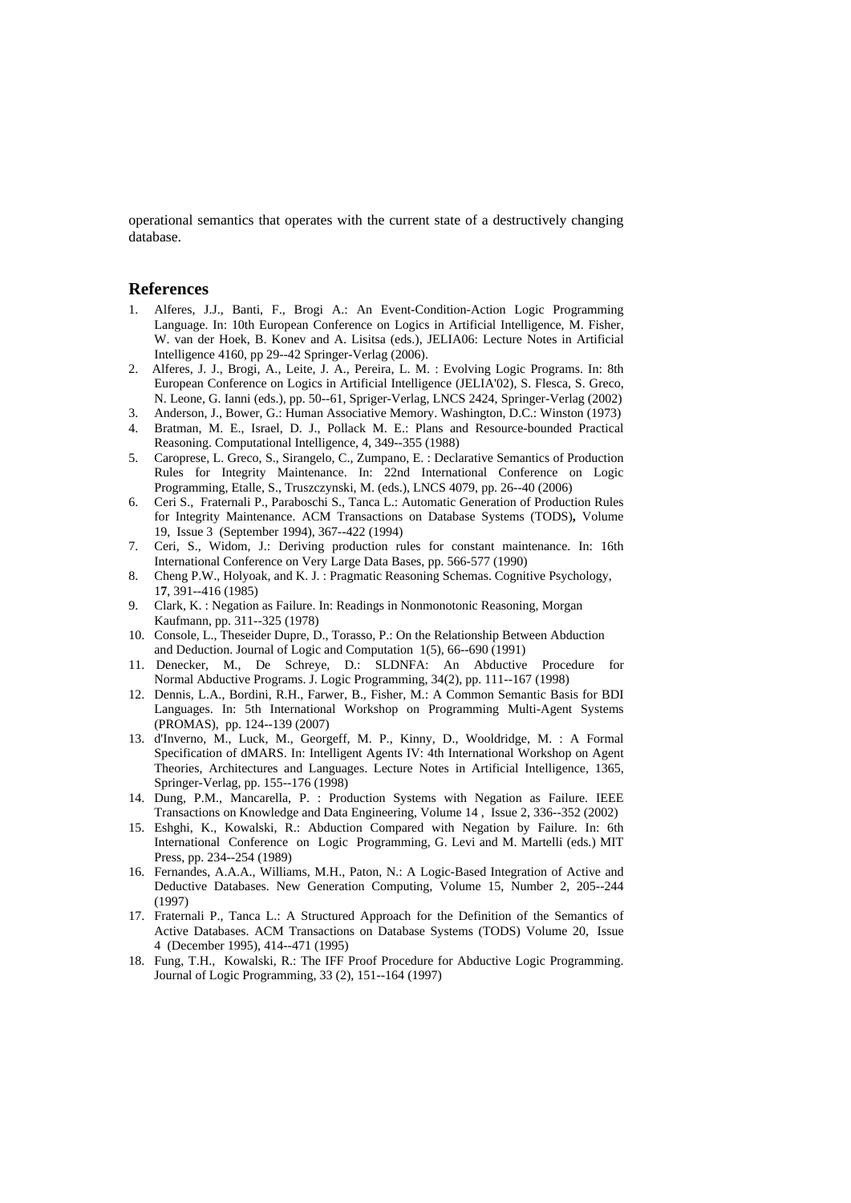operational semantics that operates with the current state of a destructively changing database.

## References

1. Alferes, J.J., Banti, F., Brogi A.: An Event-Condition-Action Logic Programming Language. In: 10th European Conference on Logics in Artificial Intelligence, M. Fisher, W. van der Hoek, B. Konev and A. Lisitsa (eds.), JELIA06: Lecture Notes in Artificial Intelligence 4160, pp 29--42 Springer-Verlag (2006).
2. Alferes, J. J., Brogi, A., Leite, J. A., Pereira, L. M. : Evolving Logic Programs. In: 8th European Conference on Logics in Artificial Intelligence (JELIA'02), S. Flesca, S. Greco, N. Leone, G. Ianni (eds.), pp. 50--61, Spriger-Verlag, LNCS 2424, Springer-Verlag (2002)
3. Anderson, J., Bower, G.: Human Associative Memory. Washington, D.C.: Winston (1973)
4. Bratman, M. E., Israel, D. J., Pollack M. E.: Plans and Resource-bounded Practical Reasoning. Computational Intelligence, 4, 349--355 (1988)
5. Caroprese, L. Greco, S., Sirangelo, C., Zumpano, E. : Declarative Semantics of Production Rules for Integrity Maintenance. In: 22nd International Conference on Logic Programming, Etalle, S., Truszczynski, M. (eds.), LNCS 4079, pp. 26--40 (2006)
6. Ceri S., Fraternali P., Paraboschi S., Tanca L.: Automatic Generation of Production Rules for Integrity Maintenance. ACM Transactions on Database Systems (TODS), Volume 19, Issue 3 (September 1994), 367--422 (1994)
7. Ceri, S., Widom, J.: Deriving production rules for constant maintenance. In: 16th International Conference on Very Large Data Bases, pp. 566-577 (1990)
8. Cheng P.W., Holyoak, and K. J. : Pragmatic Reasoning Schemas. Cognitive Psychology, 1**7**, 391--416 (1985)
9. Clark, K. : Negation as Failure. In: Readings in Nonmonotonic Reasoning, Morgan Kaufmann, pp. 311--325 (1978)
10. Console, L., Theseider Dupre, D., Torasso, P.: On the Relationship Between Abduction and Deduction. Journal of Logic and Computation 1(5), 66--690 (1991)
11. Denecker, M., De Schreye, D.: SLDNFA: An Abductive Procedure for Normal Abductive Programs. J. Logic Programming, 34(2), pp. 111--167 (1998)
12. Dennis, L.A., Bordini, R.H., Farwer, B., Fisher, M.: A Common Semantic Basis for BDI Languages. In: 5th International Workshop on Programming Multi-Agent Systems (PROMAS), pp. 124--139 (2007)
13. d'Inverno, M., Luck, M., Georgeff, M. P., Kinny, D., Wooldridge, M. : A Formal Specification of dMARS. In: Intelligent Agents IV: 4th International Workshop on Agent Theories, Architectures and Languages. Lecture Notes in Artificial Intelligence, 1365, Springer-Verlag, pp. 155--176 (1998)
14. Dung, P.M., Mancarella, P. : Production Systems with Negation as Failure. IEEE Transactions on Knowledge and Data Engineering, Volume 14 , Issue 2, 336--352 (2002)
15. Eshghi, K., Kowalski, R.: Abduction Compared with Negation by Failure. In: 6th International Conference on Logic Programming, G. Levi and M. Martelli (eds.) MIT Press, pp. 234--254 (1989)
16. Fernandes, A.A.A., Williams, M.H., Paton, N.: A Logic-Based Integration of Active and Deductive Databases. New Generation Computing, Volume 15, Number 2, 205--244 (1997)
17. Fraternali P., Tanca L.: A Structured Approach for the Definition of the Semantics of Active Databases. ACM Transactions on Database Systems (TODS) Volume 20, Issue 4 (December 1995), 414--471 (1995)
18. Fung, T.H., Kowalski, R.: The IFF Proof Procedure for Abductive Logic Programming. Journal of Logic Programming, 33 (2), 151--164 (1997)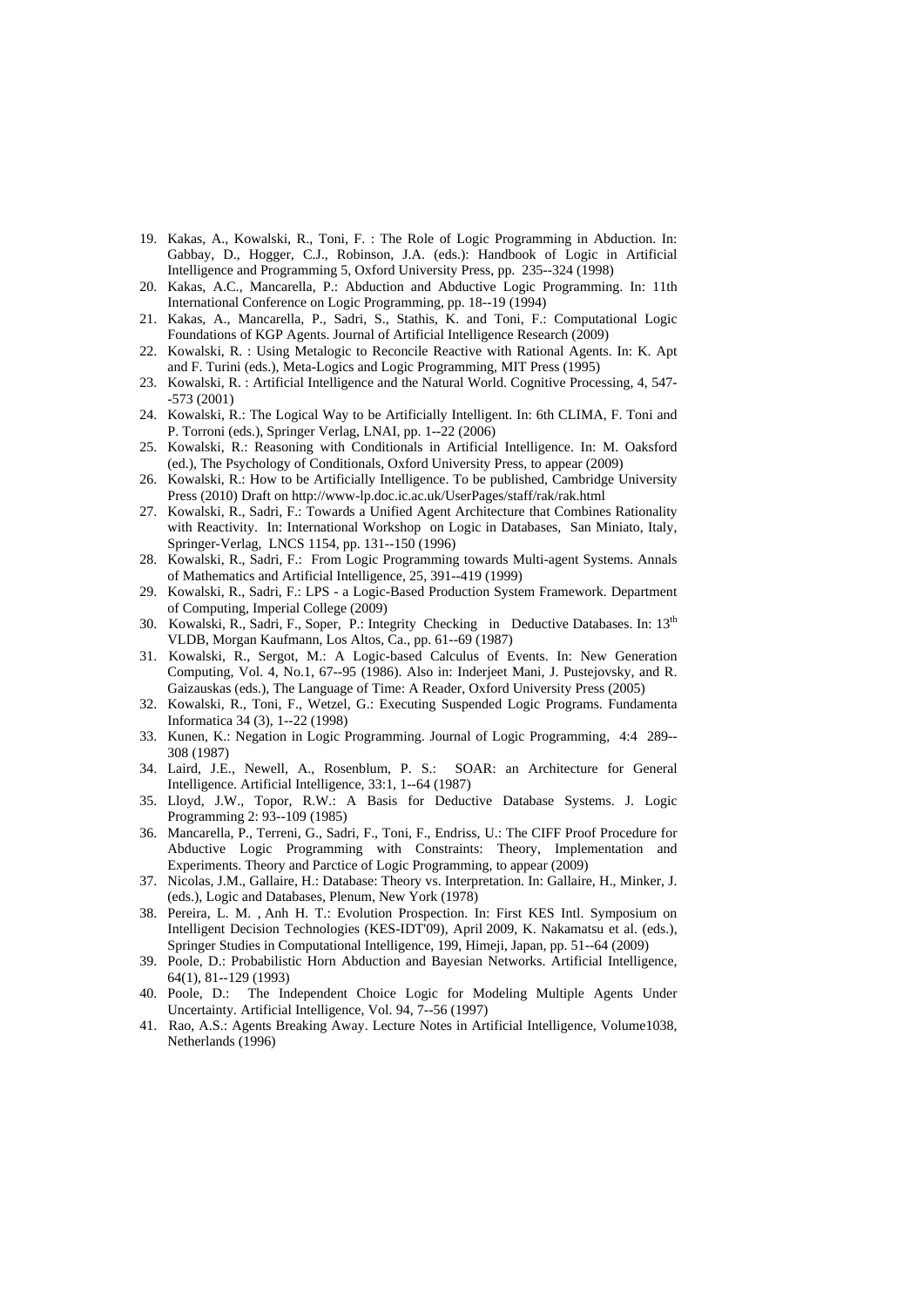19. Kakas, A., Kowalski, R., Toni, F. : The Role of Logic Programming in Abduction. In: Gabbay, D., Hogger, C.J., Robinson, J.A. (eds.): Handbook of Logic in Artificial Intelligence and Programming 5, Oxford University Press, pp. 235--324 (1998)
20. Kakas, A.C., Mancarella, P.: Abduction and Abductive Logic Programming. In: 11th International Conference on Logic Programming, pp. 18--19 (1994)
21. Kakas, A., Mancarella, P., Sadri, S., Stathis, K. and Toni, F.: Computational Logic Foundations of KGP Agents. Journal of Artificial Intelligence Research (2009)
22. Kowalski, R. : Using Metalogic to Reconcile Reactive with Rational Agents. In: K. Apt and F. Turini (eds.), Meta-Logics and Logic Programming, MIT Press (1995)
23. Kowalski, R. : Artificial Intelligence and the Natural World. Cognitive Processing, 4, 547--573 (2001)
24. Kowalski, R.: The Logical Way to be Artificially Intelligent. In: 6th CLIMA, F. Toni and P. Torroni (eds.), Springer Verlag, LNAI, pp. 1--22 (2006)
25. Kowalski, R.: Reasoning with Conditionals in Artificial Intelligence. In: M. Oaksford (ed.), The Psychology of Conditionals, Oxford University Press, to appear (2009)
26. Kowalski, R.: How to be Artificially Intelligence. To be published, Cambridge University Press (2010) Draft on http://www-lp.doc.ic.ac.uk/UserPages/staff/rak/rak.html
27. Kowalski, R., Sadri, F.: Towards a Unified Agent Architecture that Combines Rationality with Reactivity. In: International Workshop on Logic in Databases, San Miniato, Italy, Springer-Verlag, LNCS 1154, pp. 131--150 (1996)
28. Kowalski, R., Sadri, F.: From Logic Programming towards Multi-agent Systems. Annals of Mathematics and Artificial Intelligence, 25, 391--419 (1999)
29. Kowalski, R., Sadri, F.: LPS - a Logic-Based Production System Framework. Department of Computing, Imperial College (2009)
30. Kowalski, R., Sadri, F., Soper, P.: Integrity Checking in Deductive Databases. In: 13th VLDB, Morgan Kaufmann, Los Altos, Ca., pp. 61--69 (1987)
31. Kowalski, R., Sergot, M.: A Logic-based Calculus of Events. In: New Generation Computing, Vol. 4, No.1, 67--95 (1986). Also in: Inderjeet Mani, J. Pustejovsky, and R. Gaizauskas (eds.), The Language of Time: A Reader, Oxford University Press (2005)
32. Kowalski, R., Toni, F., Wetzel, G.: Executing Suspended Logic Programs. Fundamenta Informatica 34 (3), 1--22 (1998)
33. Kunen, K.: Negation in Logic Programming. Journal of Logic Programming, 4:4 289--308 (1987)
34. Laird, J.E., Newell, A., Rosenblum, P. S.: SOAR: an Architecture for General Intelligence. Artificial Intelligence, 33:1, 1--64 (1987)
35. Lloyd, J.W., Topor, R.W.: A Basis for Deductive Database Systems. J. Logic Programming 2: 93--109 (1985)
36. Mancarella, P., Terreni, G., Sadri, F., Toni, F., Endriss, U.: The CIFF Proof Procedure for Abductive Logic Programming with Constraints: Theory, Implementation and Experiments. Theory and Parctice of Logic Programming, to appear (2009)
37. Nicolas, J.M., Gallaire, H.: Database: Theory vs. Interpretation. In: Gallaire, H., Minker, J. (eds.), Logic and Databases, Plenum, New York (1978)
38. Pereira, L. M. , Anh H. T.: Evolution Prospection. In: First KES Intl. Symposium on Intelligent Decision Technologies (KES-IDT'09), April 2009, K. Nakamatsu et al. (eds.), Springer Studies in Computational Intelligence, 199, Himeji, Japan, pp. 51--64 (2009)
39. Poole, D.: Probabilistic Horn Abduction and Bayesian Networks. Artificial Intelligence, 64(1), 81--129 (1993)
40. Poole, D.: The Independent Choice Logic for Modeling Multiple Agents Under Uncertainty. Artificial Intelligence, Vol. 94, 7--56 (1997)
41. Rao, A.S.: Agents Breaking Away. Lecture Notes in Artificial Intelligence, Volume1038, Netherlands (1996)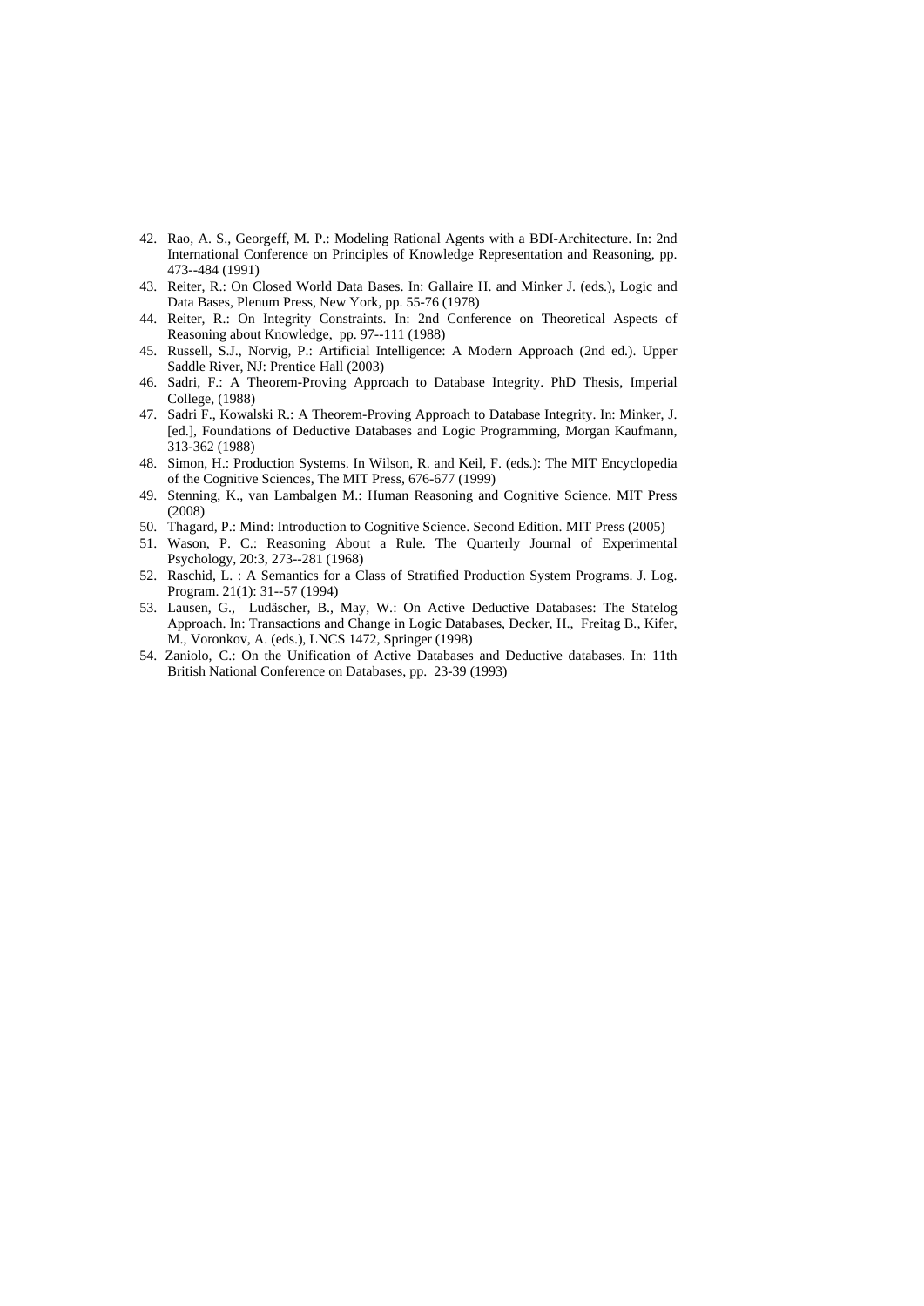42. Rao, A. S., Georgeff, M. P.: Modeling Rational Agents with a BDI-Architecture. In: 2nd International Conference on Principles of Knowledge Representation and Reasoning, pp. 473--484 (1991)
43. Reiter, R.: On Closed World Data Bases. In: Gallaire H. and Minker J. (eds.), Logic and Data Bases, Plenum Press, New York, pp. 55-76 (1978)
44. Reiter, R.: On Integrity Constraints. In: 2nd Conference on Theoretical Aspects of Reasoning about Knowledge, pp. 97--111 (1988)
45. Russell, S.J., Norvig, P.: Artificial Intelligence: A Modern Approach (2nd ed.). Upper Saddle River, NJ: Prentice Hall (2003)
46. Sadri, F.: A Theorem-Proving Approach to Database Integrity. PhD Thesis, Imperial College, (1988)
47. Sadri F., Kowalski R.: A Theorem-Proving Approach to Database Integrity. In: Minker, J. [ed.], Foundations of Deductive Databases and Logic Programming, Morgan Kaufmann, 313-362 (1988)
48. Simon, H.: Production Systems. In Wilson, R. and Keil, F. (eds.): The MIT Encyclopedia of the Cognitive Sciences, The MIT Press, 676-677 (1999)
49. Stenning, K., van Lambalgen M.: Human Reasoning and Cognitive Science. MIT Press (2008)
50. Thagard, P.: Mind: Introduction to Cognitive Science. Second Edition. MIT Press (2005)
51. Wason, P. C.: Reasoning About a Rule. The Quarterly Journal of Experimental Psychology, 20:3, 273--281 (1968)
52. Raschid, L. : A Semantics for a Class of Stratified Production System Programs. J. Log. Program. 21(1): 31--57 (1994)
53. Lausen, G., Ludäscher, B., May, W.: On Active Deductive Databases: The Statelog Approach. In: Transactions and Change in Logic Databases, Decker, H., Freitag B., Kifer, M., Voronkov, A. (eds.), LNCS 1472, Springer (1998)
54. Zaniolo, C.: On the Unification of Active Databases and Deductive databases. In: 11th British National Conference on Databases, pp. 23-39 (1993)